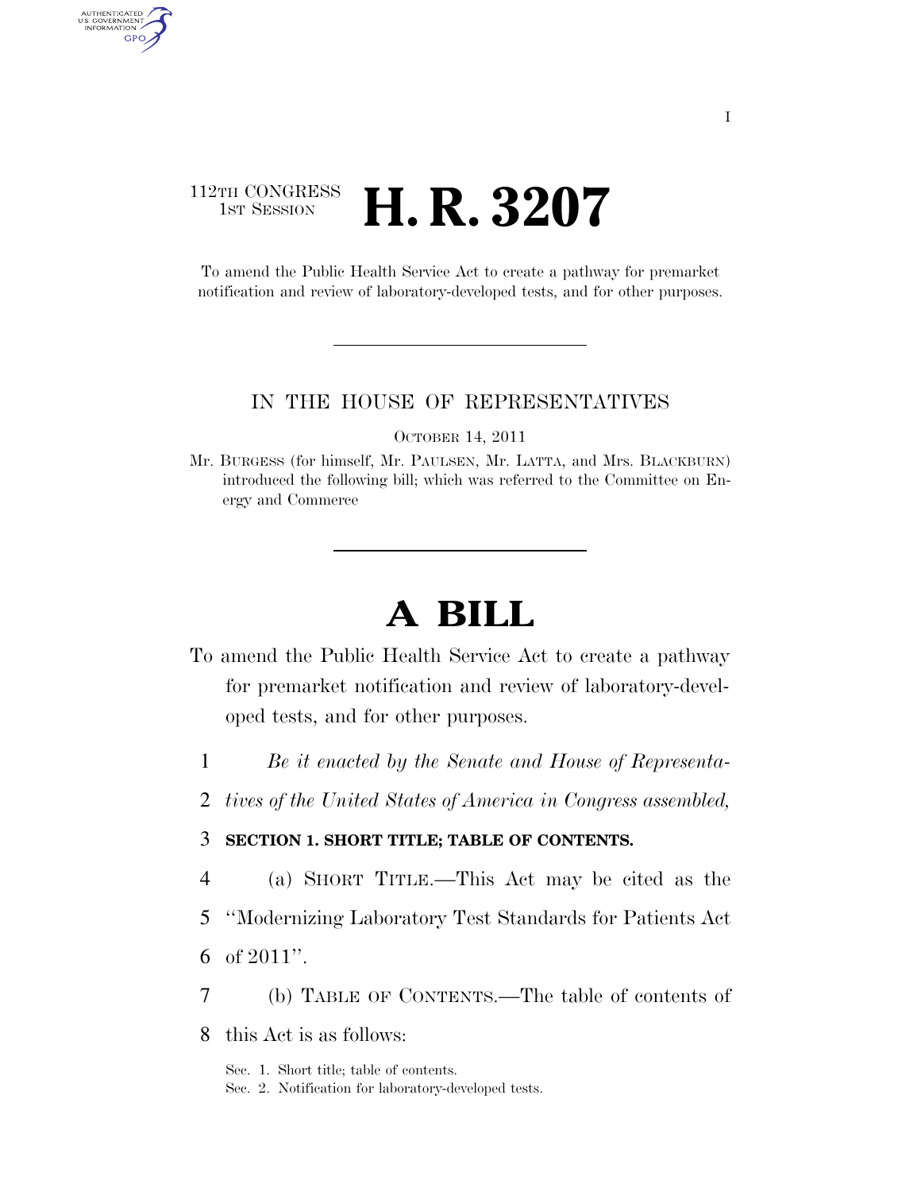112TH CONGRESS
1ST SESSION

# H. R. 3207

To amend the Public Health Service Act to create a pathway for premarket notification and review of laboratory-developed tests, and for other purposes.

IN THE HOUSE OF REPRESENTATIVES

OCTOBER 14, 2011

Mr. BURGESS (for himself, Mr. PAULSEN, Mr. LATTA, and Mrs. BLACKBURN) introduced the following bill; which was referred to the Committee on Energy and Commerce

# A BILL

To amend the Public Health Service Act to create a pathway for premarket notification and review of laboratory-developed tests, and for other purposes.

1 *Be it enacted by the Senate and House of Representa-*
2 *tives of the United States of America in Congress assembled,*

3 **SECTION 1. SHORT TITLE; TABLE OF CONTENTS.**

4 (a) SHORT TITLE.—This Act may be cited as the
5 "Modernizing Laboratory Test Standards for Patients Act
6 of 2011".

7 (b) TABLE OF CONTENTS.—The table of contents of
8 this Act is as follows:

Sec. 1. Short title; table of contents.
Sec. 2. Notification for laboratory-developed tests.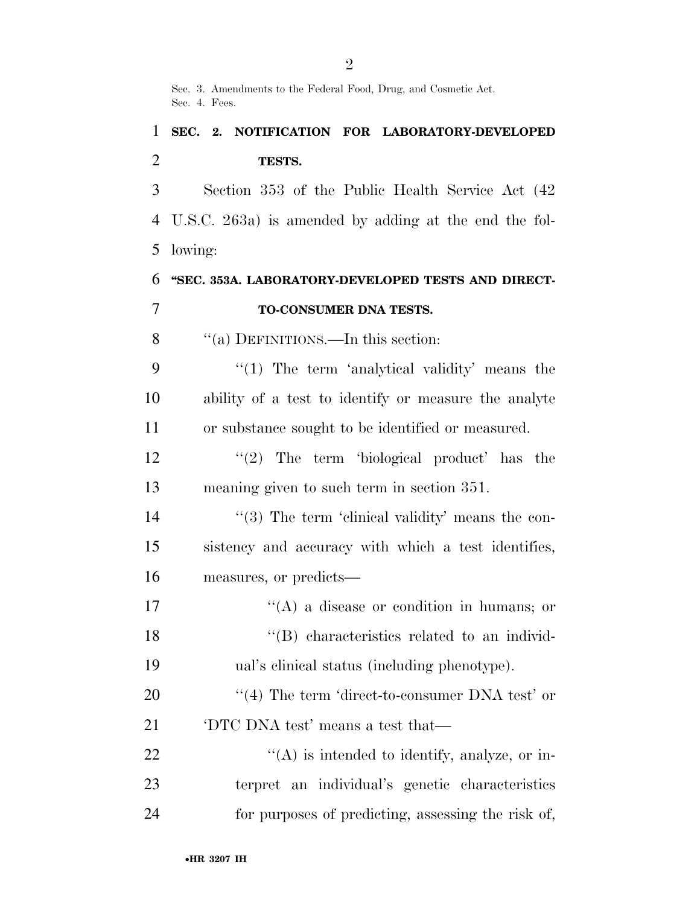Sec. 3. Amendments to the Federal Food, Drug, and Cosmetic Act.
Sec. 4. Fees.

**SEC. 2. NOTIFICATION FOR LABORATORY-DEVELOPED TESTS.**

Section 353 of the Public Health Service Act (42 U.S.C. 263a) is amended by adding at the end the following:

**"SEC. 353A. LABORATORY-DEVELOPED TESTS AND DIRECT-TO-CONSUMER DNA TESTS.**

"(a) DEFINITIONS.—In this section:

"(1) The term 'analytical validity' means the ability of a test to identify or measure the analyte or substance sought to be identified or measured.

"(2) The term 'biological product' has the meaning given to such term in section 351.

"(3) The term 'clinical validity' means the consistency and accuracy with which a test identifies, measures, or predicts—

"(A) a disease or condition in humans; or

"(B) characteristics related to an individual's clinical status (including phenotype).

"(4) The term 'direct-to-consumer DNA test' or 'DTC DNA test' means a test that—

"(A) is intended to identify, analyze, or interpret an individual's genetic characteristics for purposes of predicting, assessing the risk of,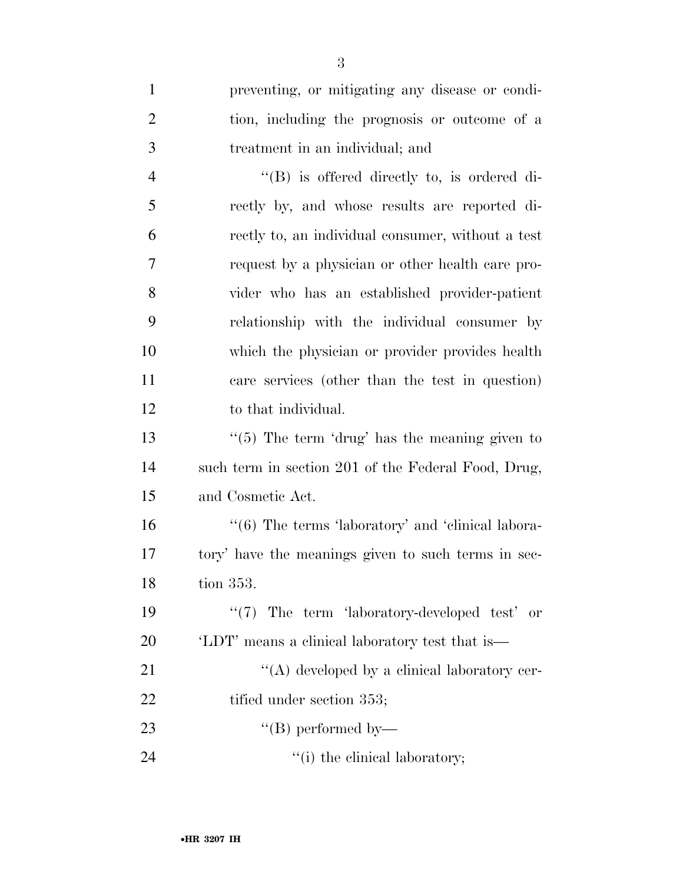preventing, or mitigating any disease or condition, including the prognosis or outcome of a treatment in an individual; and

''(B) is offered directly to, is ordered directly by, and whose results are reported directly to, an individual consumer, without a test request by a physician or other health care provider who has an established provider-patient relationship with the individual consumer by which the physician or provider provides health care services (other than the test in question) to that individual.

''(5) The term 'drug' has the meaning given to such term in section 201 of the Federal Food, Drug, and Cosmetic Act.

''(6) The terms 'laboratory' and 'clinical laboratory' have the meanings given to such terms in section 353.

''(7) The term 'laboratory-developed test' or 'LDT' means a clinical laboratory test that is—

''(A) developed by a clinical laboratory certified under section 353;

''(B) performed by—

''(i) the clinical laboratory;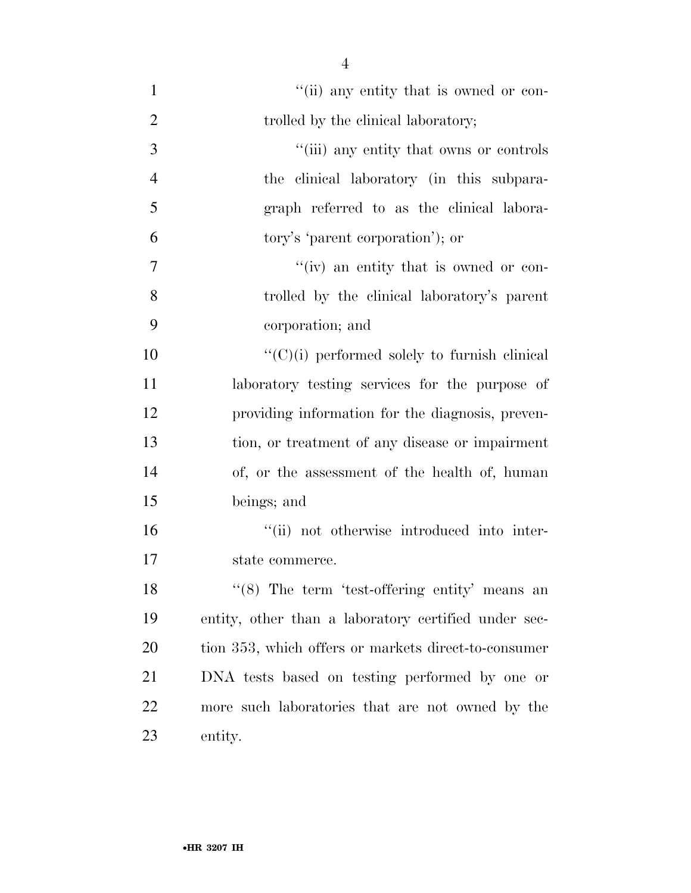''(ii) any entity that is owned or controlled by the clinical laboratory;

''(iii) any entity that owns or controls the clinical laboratory (in this subparagraph referred to as the clinical laboratory's 'parent corporation'); or

''(iv) an entity that is owned or controlled by the clinical laboratory's parent corporation; and

''(C)(i) performed solely to furnish clinical laboratory testing services for the purpose of providing information for the diagnosis, prevention, or treatment of any disease or impairment of, or the assessment of the health of, human beings; and

''(ii) not otherwise introduced into interstate commerce.

''(8) The term 'test-offering entity' means an entity, other than a laboratory certified under section 353, which offers or markets direct-to-consumer DNA tests based on testing performed by one or more such laboratories that are not owned by the entity.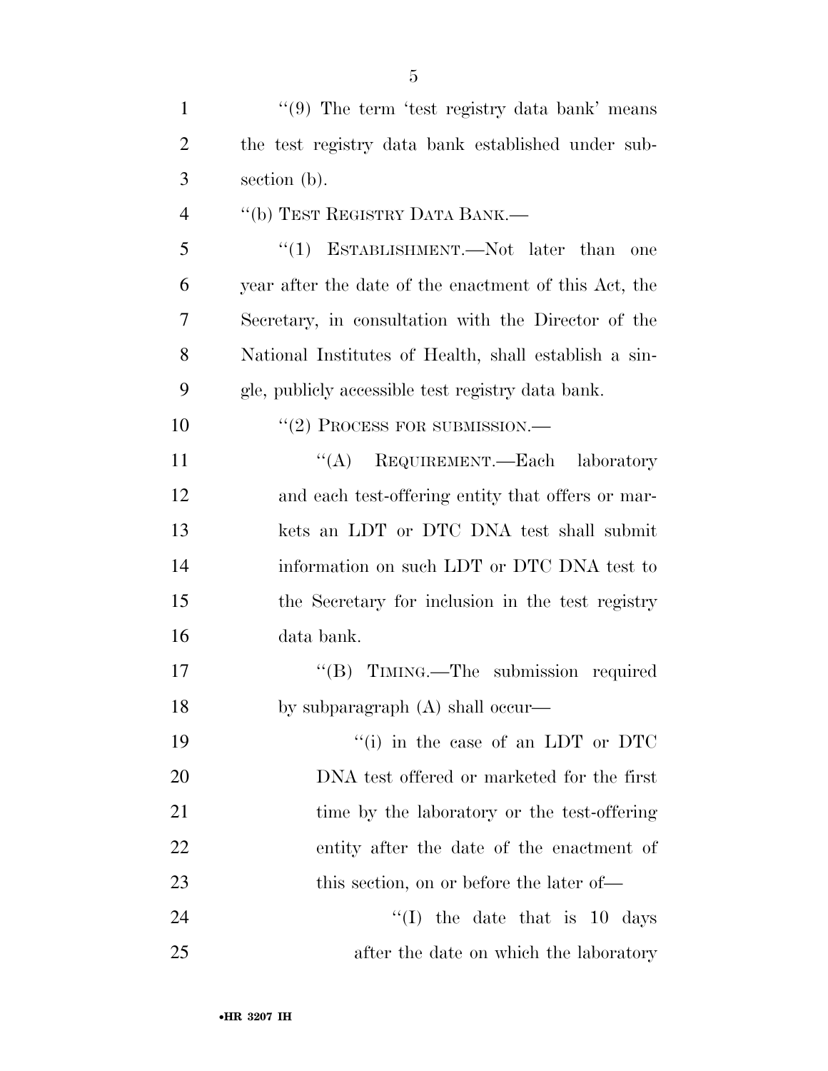''(9) The term 'test registry data bank' means the test registry data bank established under subsection (b).

''(b) TEST REGISTRY DATA BANK.—

''(1) ESTABLISHMENT.—Not later than one year after the date of the enactment of this Act, the Secretary, in consultation with the Director of the National Institutes of Health, shall establish a single, publicly accessible test registry data bank.

''(2) PROCESS FOR SUBMISSION.—

''(A) REQUIREMENT.—Each laboratory and each test-offering entity that offers or markets an LDT or DTC DNA test shall submit information on such LDT or DTC DNA test to the Secretary for inclusion in the test registry data bank.

''(B) TIMING.—The submission required by subparagraph (A) shall occur—

''(i) in the case of an LDT or DTC DNA test offered or marketed for the first time by the laboratory or the test-offering entity after the date of the enactment of this section, on or before the later of—

''(I) the date that is 10 days after the date on which the laboratory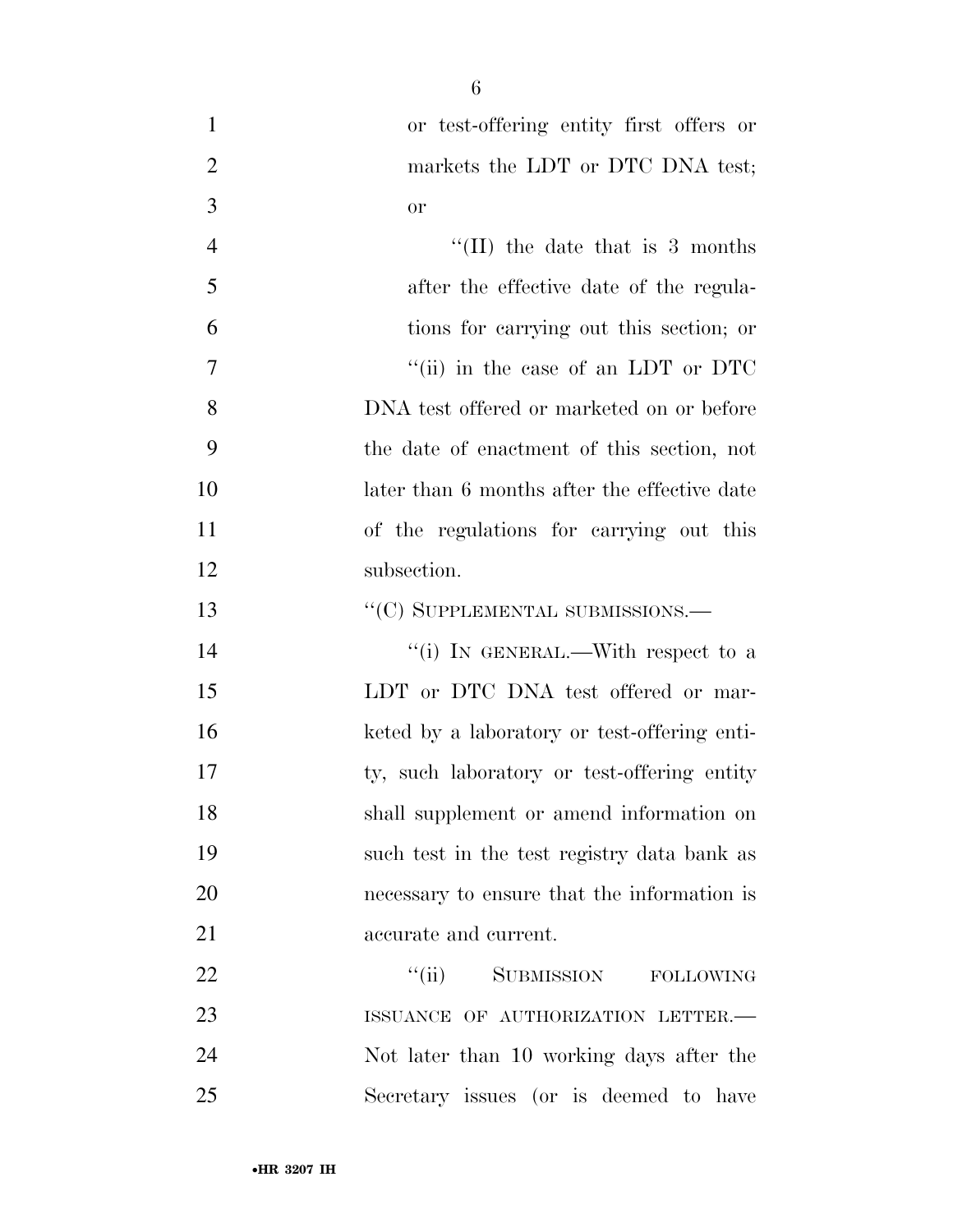or test-offering entity first offers or markets the LDT or DTC DNA test; or

''(II) the date that is 3 months after the effective date of the regulations for carrying out this section; or

''(ii) in the case of an LDT or DTC DNA test offered or marketed on or before the date of enactment of this section, not later than 6 months after the effective date of the regulations for carrying out this subsection.

''(C) SUPPLEMENTAL SUBMISSIONS.—

''(i) IN GENERAL.—With respect to a LDT or DTC DNA test offered or marketed by a laboratory or test-offering entity, such laboratory or test-offering entity shall supplement or amend information on such test in the test registry data bank as necessary to ensure that the information is accurate and current.

''(ii) SUBMISSION FOLLOWING ISSUANCE OF AUTHORIZATION LETTER.—Not later than 10 working days after the Secretary issues (or is deemed to have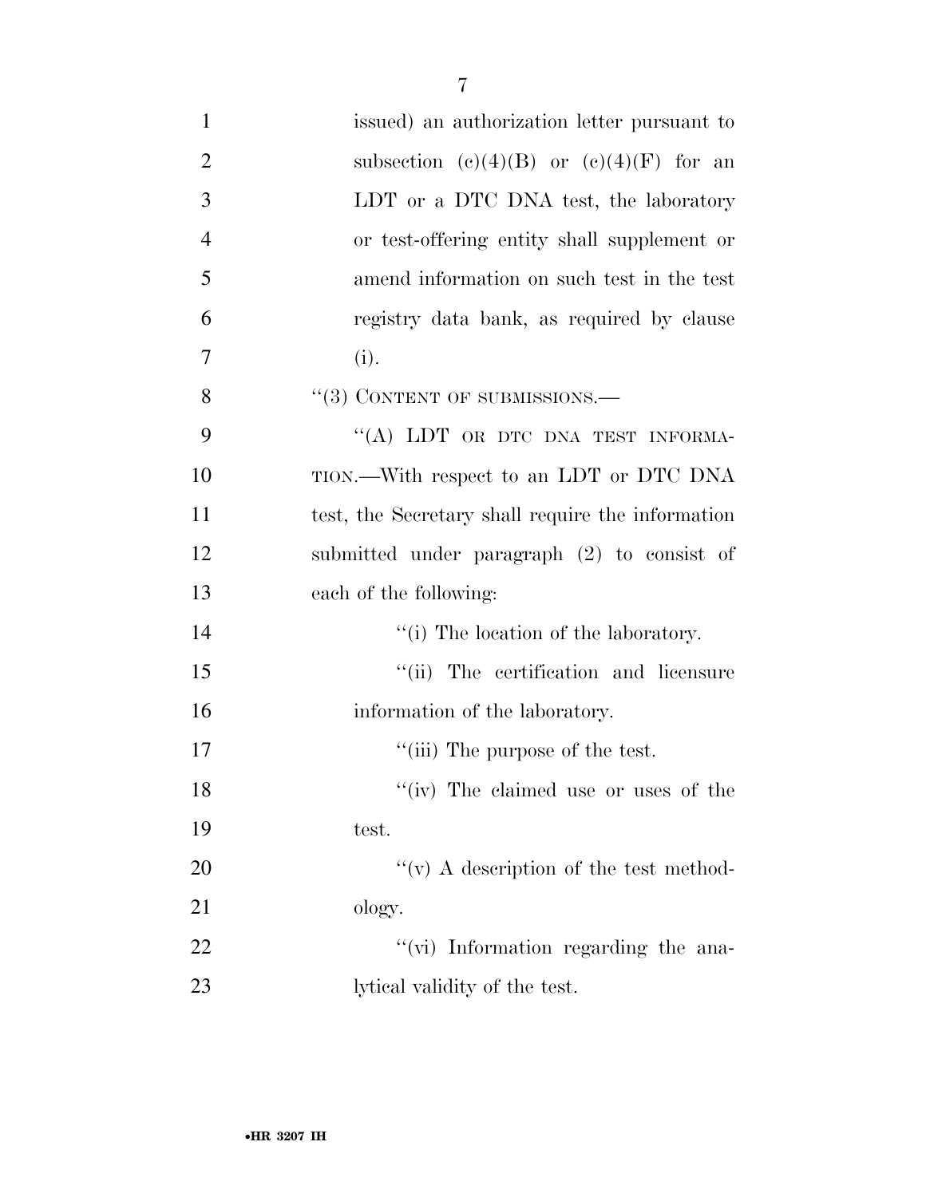issued) an authorization letter pursuant to subsection (c)(4)(B) or (c)(4)(F) for an LDT or a DTC DNA test, the laboratory or test-offering entity shall supplement or amend information on such test in the test registry data bank, as required by clause (i).

''(3) CONTENT OF SUBMISSIONS.—

''(A) LDT OR DTC DNA TEST INFORMATION.—With respect to an LDT or DTC DNA test, the Secretary shall require the information submitted under paragraph (2) to consist of each of the following:

''(i) The location of the laboratory.

''(ii) The certification and licensure information of the laboratory.

''(iii) The purpose of the test.

''(iv) The claimed use or uses of the test.

''(v) A description of the test methodology.

''(vi) Information regarding the analytical validity of the test.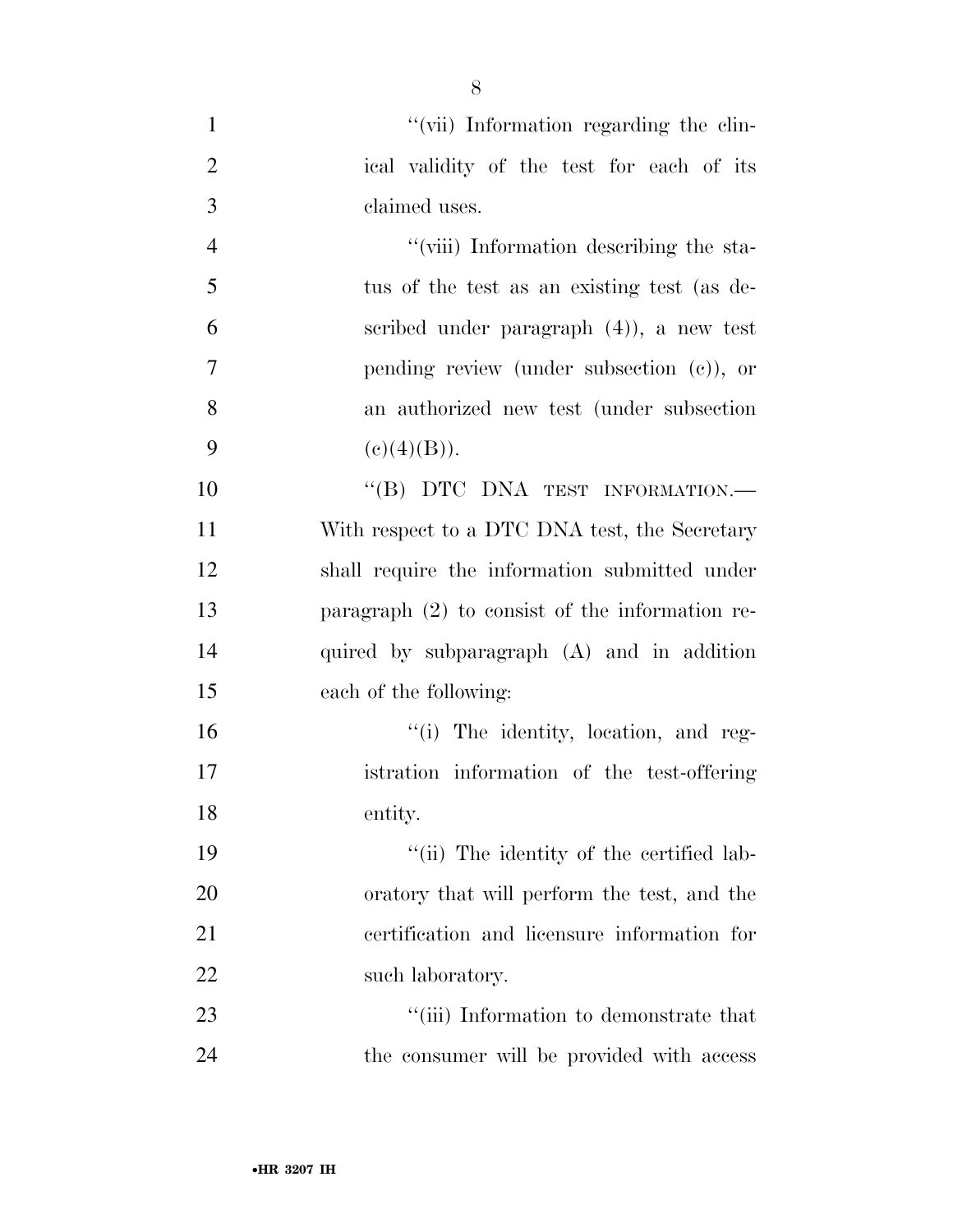"(vii) Information regarding the clinical validity of the test for each of its claimed uses.

"(viii) Information describing the status of the test as an existing test (as described under paragraph (4)), a new test pending review (under subsection (c)), or an authorized new test (under subsection (c)(4)(B)).

"(B) DTC DNA TEST INFORMATION.—With respect to a DTC DNA test, the Secretary shall require the information submitted under paragraph (2) to consist of the information required by subparagraph (A) and in addition each of the following:

"(i) The identity, location, and registration information of the test-offering entity.

"(ii) The identity of the certified laboratory that will perform the test, and the certification and licensure information for such laboratory.

"(iii) Information to demonstrate that the consumer will be provided with access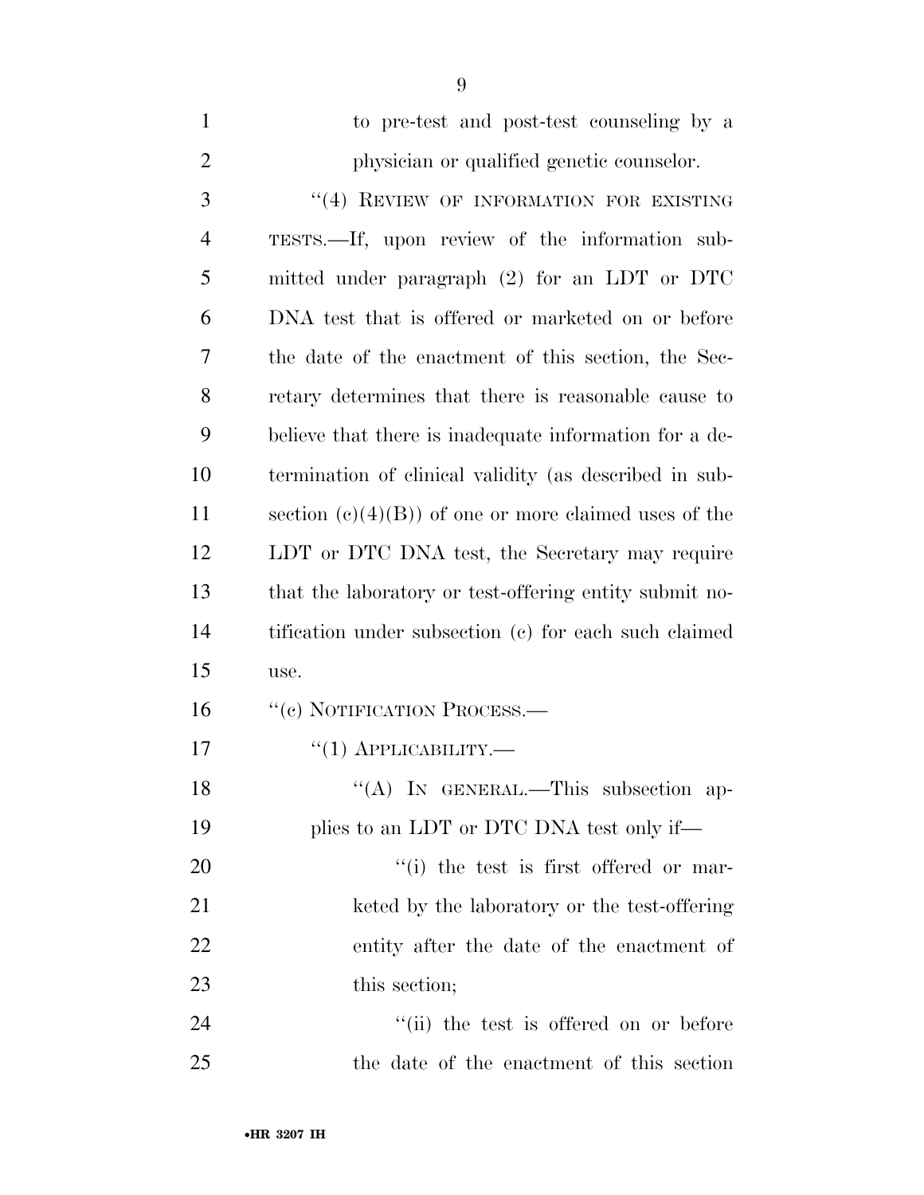to pre-test and post-test counseling by a physician or qualified genetic counselor.

"(4) REVIEW OF INFORMATION FOR EXISTING TESTS.—If, upon review of the information submitted under paragraph (2) for an LDT or DTC DNA test that is offered or marketed on or before the date of the enactment of this section, the Secretary determines that there is reasonable cause to believe that there is inadequate information for a determination of clinical validity (as described in subsection (c)(4)(B)) of one or more claimed uses of the LDT or DTC DNA test, the Secretary may require that the laboratory or test-offering entity submit notification under subsection (c) for each such claimed use.

"(c) NOTIFICATION PROCESS.—

"(1) APPLICABILITY.—

"(A) IN GENERAL.—This subsection applies to an LDT or DTC DNA test only if—

"(i) the test is first offered or marketed by the laboratory or the test-offering entity after the date of the enactment of this section;

"(ii) the test is offered on or before the date of the enactment of this section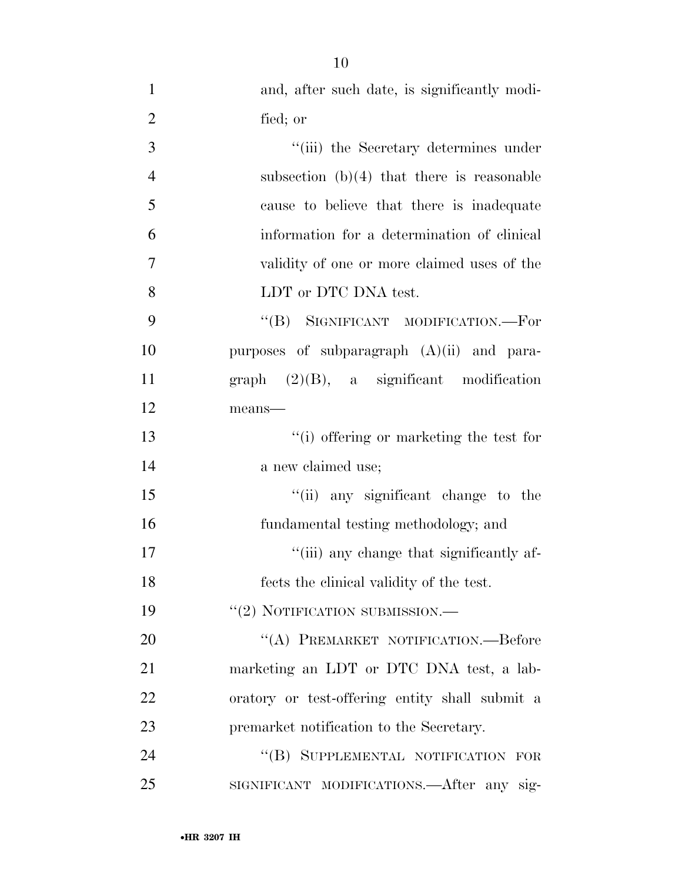and, after such date, is significantly modified; or

"(iii) the Secretary determines under subsection (b)(4) that there is reasonable cause to believe that there is inadequate information for a determination of clinical validity of one or more claimed uses of the LDT or DTC DNA test.

"(B) SIGNIFICANT MODIFICATION.—For purposes of subparagraph (A)(ii) and paragraph (2)(B), a significant modification means—

"(i) offering or marketing the test for a new claimed use;

"(ii) any significant change to the fundamental testing methodology; and

"(iii) any change that significantly affects the clinical validity of the test.

"(2) NOTIFICATION SUBMISSION.—

"(A) PREMARKET NOTIFICATION.—Before marketing an LDT or DTC DNA test, a laboratory or test-offering entity shall submit a premarket notification to the Secretary.

"(B) SUPPLEMENTAL NOTIFICATION FOR SIGNIFICANT MODIFICATIONS.—After any sig-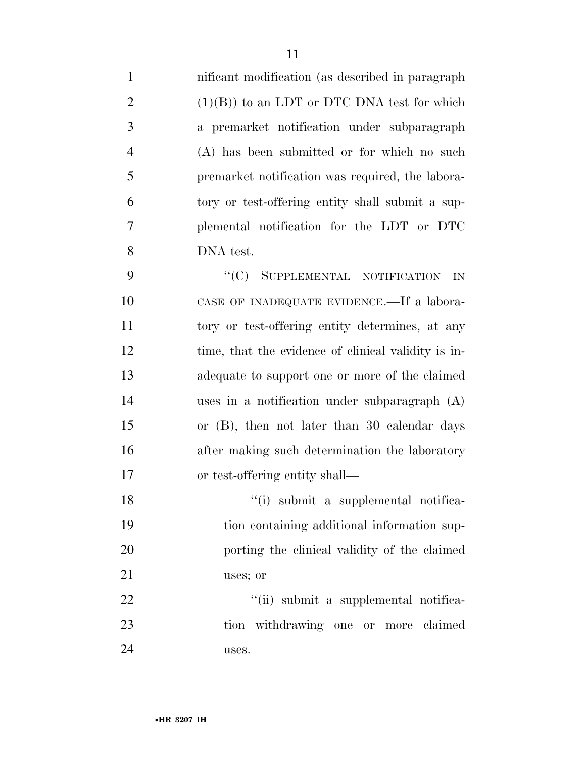nificant modification (as described in paragraph (1)(B)) to an LDT or DTC DNA test for which a premarket notification under subparagraph (A) has been submitted or for which no such premarket notification was required, the laboratory or test-offering entity shall submit a supplemental notification for the LDT or DTC DNA test.

"(C) SUPPLEMENTAL NOTIFICATION IN CASE OF INADEQUATE EVIDENCE.—If a laboratory or test-offering entity determines, at any time, that the evidence of clinical validity is inadequate to support one or more of the claimed uses in a notification under subparagraph (A) or (B), then not later than 30 calendar days after making such determination the laboratory or test-offering entity shall—

"(i) submit a supplemental notification containing additional information supporting the clinical validity of the claimed uses; or

"(ii) submit a supplemental notification withdrawing one or more claimed uses.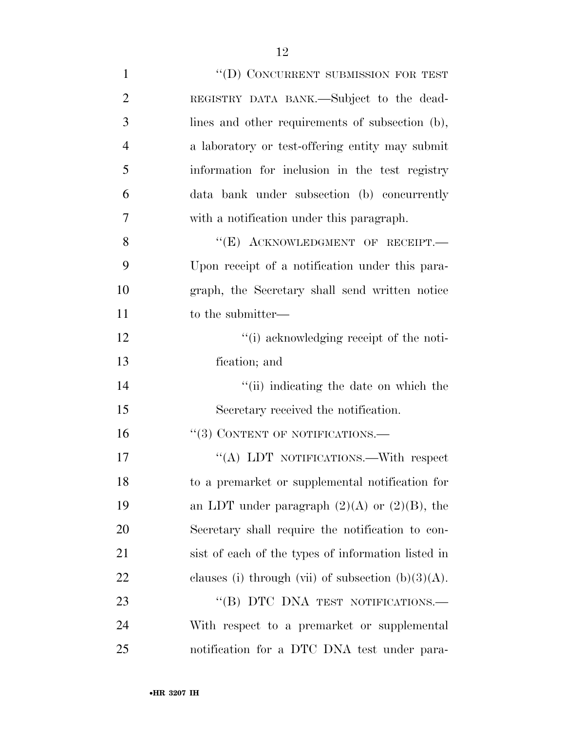''(D) CONCURRENT SUBMISSION FOR TEST REGISTRY DATA BANK.—Subject to the deadlines and other requirements of subsection (b), a laboratory or test-offering entity may submit information for inclusion in the test registry data bank under subsection (b) concurrently with a notification under this paragraph.

''(E) ACKNOWLEDGMENT OF RECEIPT.—Upon receipt of a notification under this paragraph, the Secretary shall send written notice to the submitter—

''(i) acknowledging receipt of the notification; and

''(ii) indicating the date on which the Secretary received the notification.

''(3) CONTENT OF NOTIFICATIONS.—

''(A) LDT NOTIFICATIONS.—With respect to a premarket or supplemental notification for an LDT under paragraph (2)(A) or (2)(B), the Secretary shall require the notification to consist of each of the types of information listed in clauses (i) through (vii) of subsection (b)(3)(A).

''(B) DTC DNA TEST NOTIFICATIONS.—With respect to a premarket or supplemental notification for a DTC DNA test under para-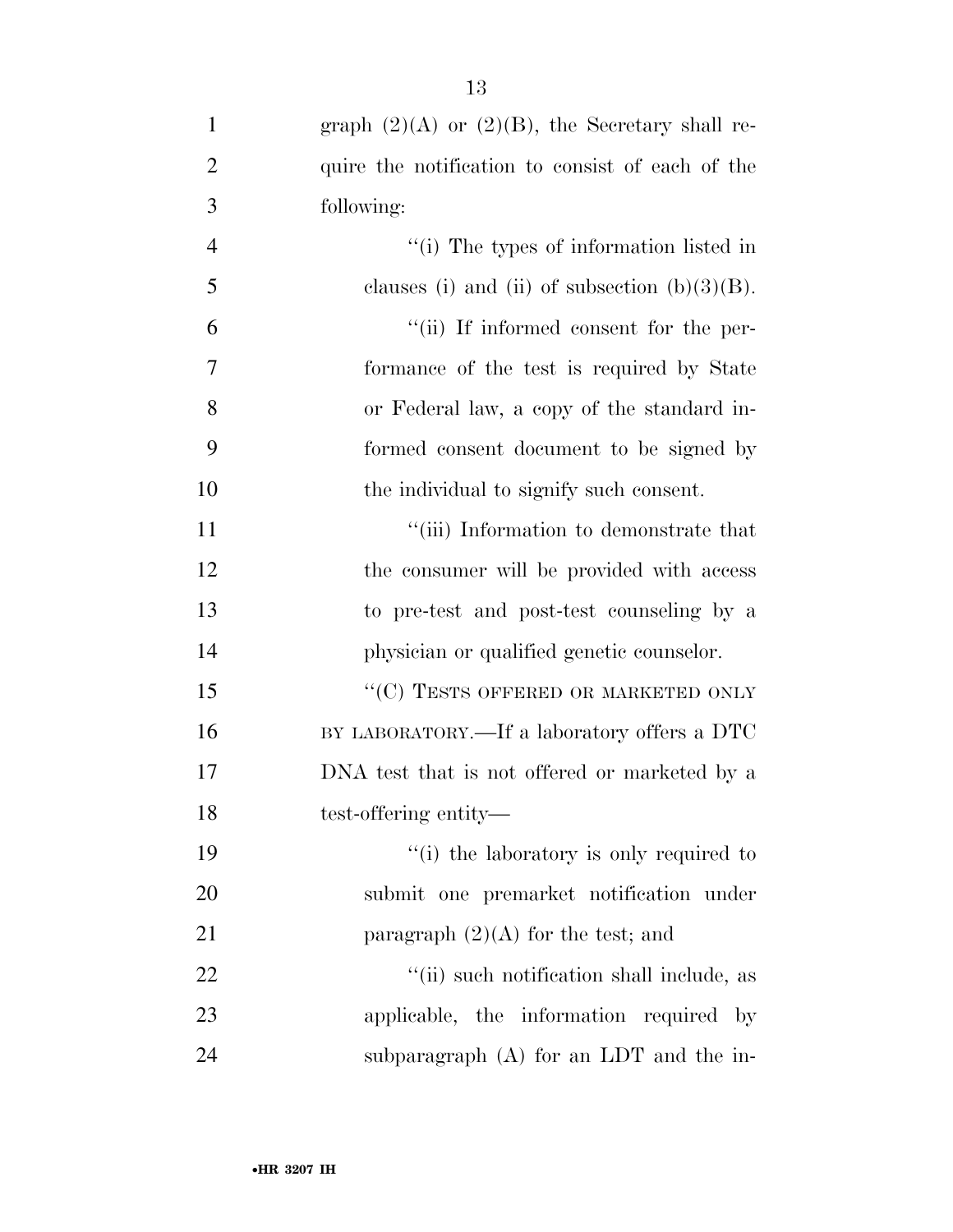graph (2)(A) or (2)(B), the Secretary shall require the notification to consist of each of the following:

''(i) The types of information listed in clauses (i) and (ii) of subsection (b)(3)(B).

''(ii) If informed consent for the performance of the test is required by State or Federal law, a copy of the standard informed consent document to be signed by the individual to signify such consent.

''(iii) Information to demonstrate that the consumer will be provided with access to pre-test and post-test counseling by a physician or qualified genetic counselor.

''(C) TESTS OFFERED OR MARKETED ONLY BY LABORATORY.—If a laboratory offers a DTC DNA test that is not offered or marketed by a test-offering entity—

''(i) the laboratory is only required to submit one premarket notification under paragraph (2)(A) for the test; and

''(ii) such notification shall include, as applicable, the information required by subparagraph (A) for an LDT and the in-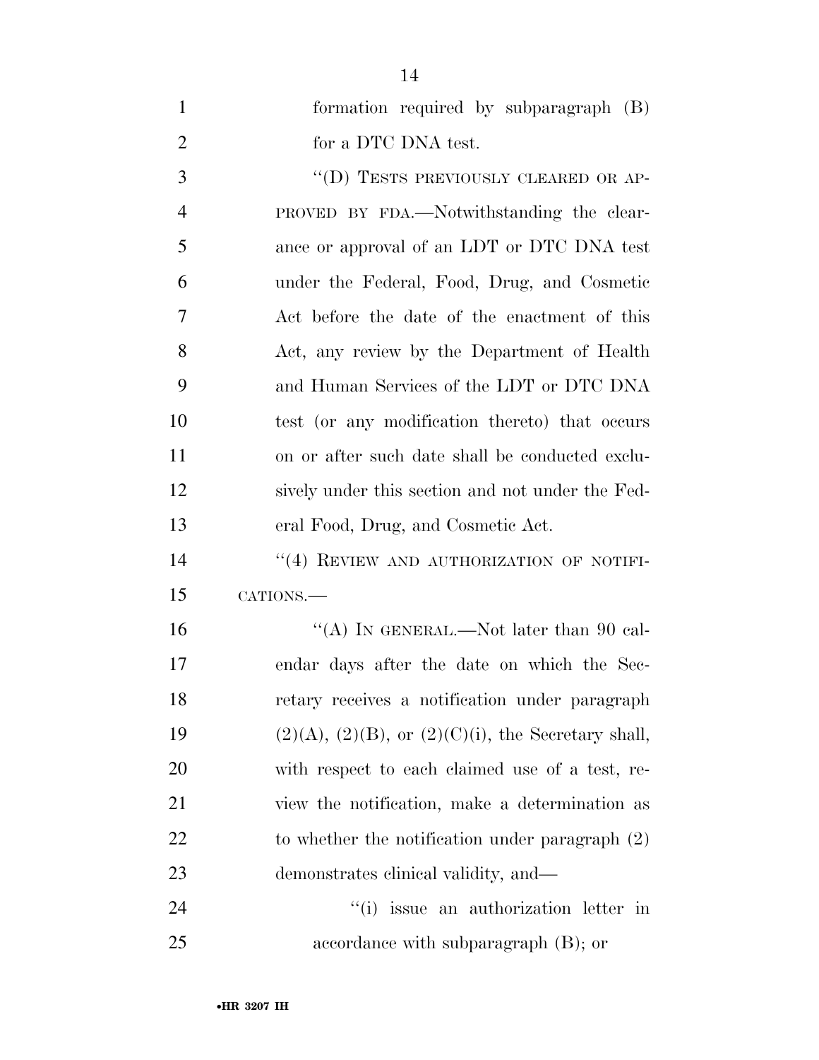formation required by subparagraph (B) for a DTC DNA test.

"(D) TESTS PREVIOUSLY CLEARED OR APPROVED BY FDA.—Notwithstanding the clearance or approval of an LDT or DTC DNA test under the Federal, Food, Drug, and Cosmetic Act before the date of the enactment of this Act, any review by the Department of Health and Human Services of the LDT or DTC DNA test (or any modification thereto) that occurs on or after such date shall be conducted exclusively under this section and not under the Federal Food, Drug, and Cosmetic Act.

"(4) REVIEW AND AUTHORIZATION OF NOTIFICATIONS.—

"(A) IN GENERAL.—Not later than 90 calendar days after the date on which the Secretary receives a notification under paragraph (2)(A), (2)(B), or (2)(C)(i), the Secretary shall, with respect to each claimed use of a test, review the notification, make a determination as to whether the notification under paragraph (2) demonstrates clinical validity, and—

"(i) issue an authorization letter in accordance with subparagraph (B); or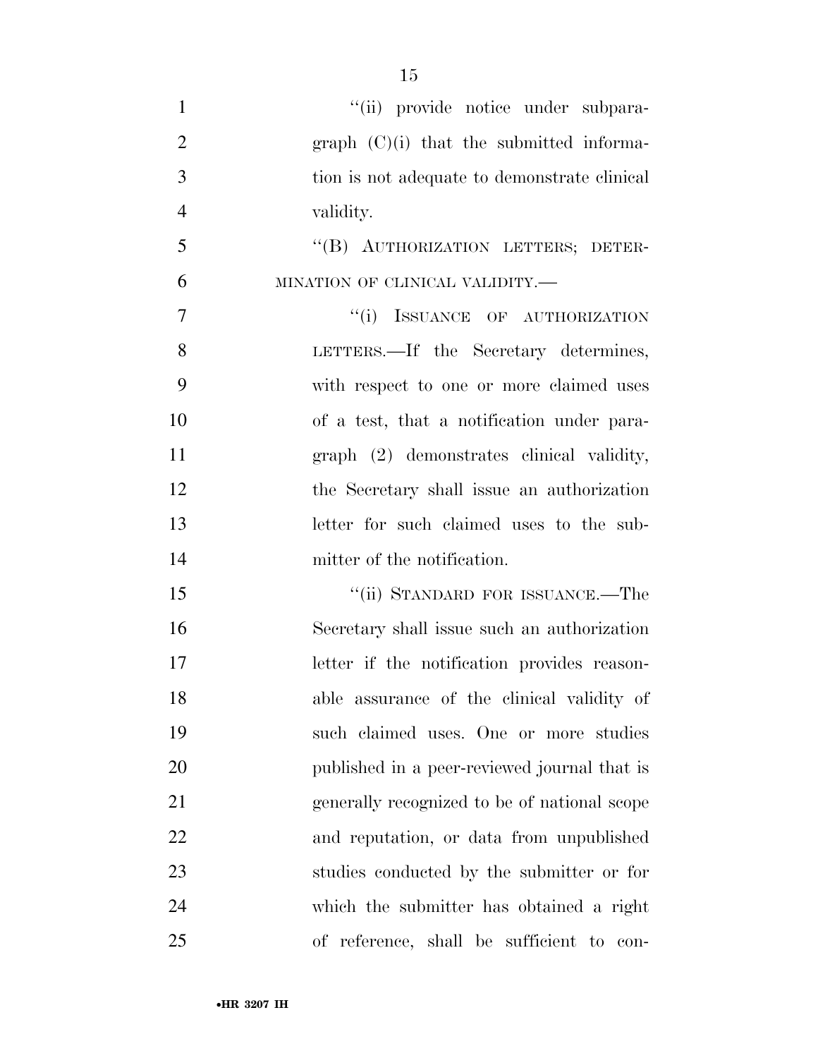"(ii) provide notice under subparagraph (C)(i) that the submitted information is not adequate to demonstrate clinical validity.

"(B) AUTHORIZATION LETTERS; DETERMINATION OF CLINICAL VALIDITY.—

"(i) ISSUANCE OF AUTHORIZATION LETTERS.—If the Secretary determines, with respect to one or more claimed uses of a test, that a notification under paragraph (2) demonstrates clinical validity, the Secretary shall issue an authorization letter for such claimed uses to the submitter of the notification.

"(ii) STANDARD FOR ISSUANCE.—The Secretary shall issue such an authorization letter if the notification provides reasonable assurance of the clinical validity of such claimed uses. One or more studies published in a peer-reviewed journal that is generally recognized to be of national scope and reputation, or data from unpublished studies conducted by the submitter or for which the submitter has obtained a right of reference, shall be sufficient to con-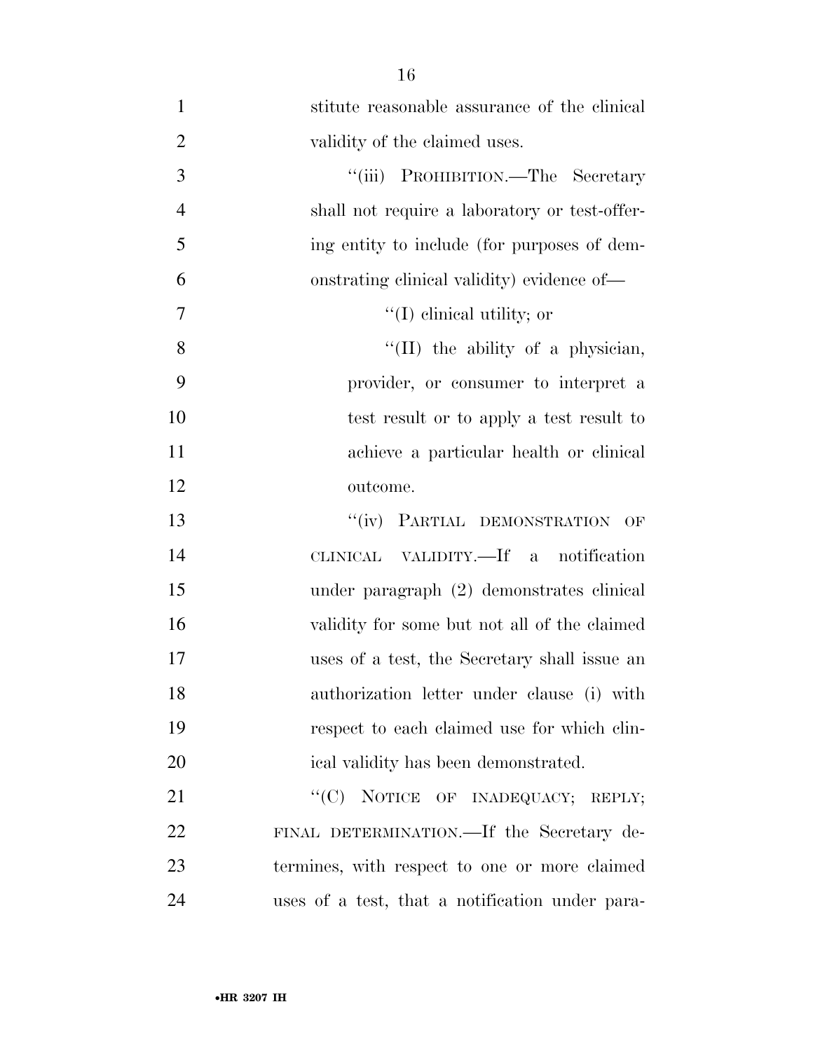stitute reasonable assurance of the clinical validity of the claimed uses.

"(iii) PROHIBITION.—The Secretary shall not require a laboratory or test-offering entity to include (for purposes of demonstrating clinical validity) evidence of—

"(I) clinical utility; or

"(II) the ability of a physician, provider, or consumer to interpret a test result or to apply a test result to achieve a particular health or clinical outcome.

"(iv) PARTIAL DEMONSTRATION OF CLINICAL VALIDITY.—If a notification under paragraph (2) demonstrates clinical validity for some but not all of the claimed uses of a test, the Secretary shall issue an authorization letter under clause (i) with respect to each claimed use for which clinical validity has been demonstrated.

"(C) NOTICE OF INADEQUACY; REPLY; FINAL DETERMINATION.—If the Secretary determines, with respect to one or more claimed uses of a test, that a notification under para-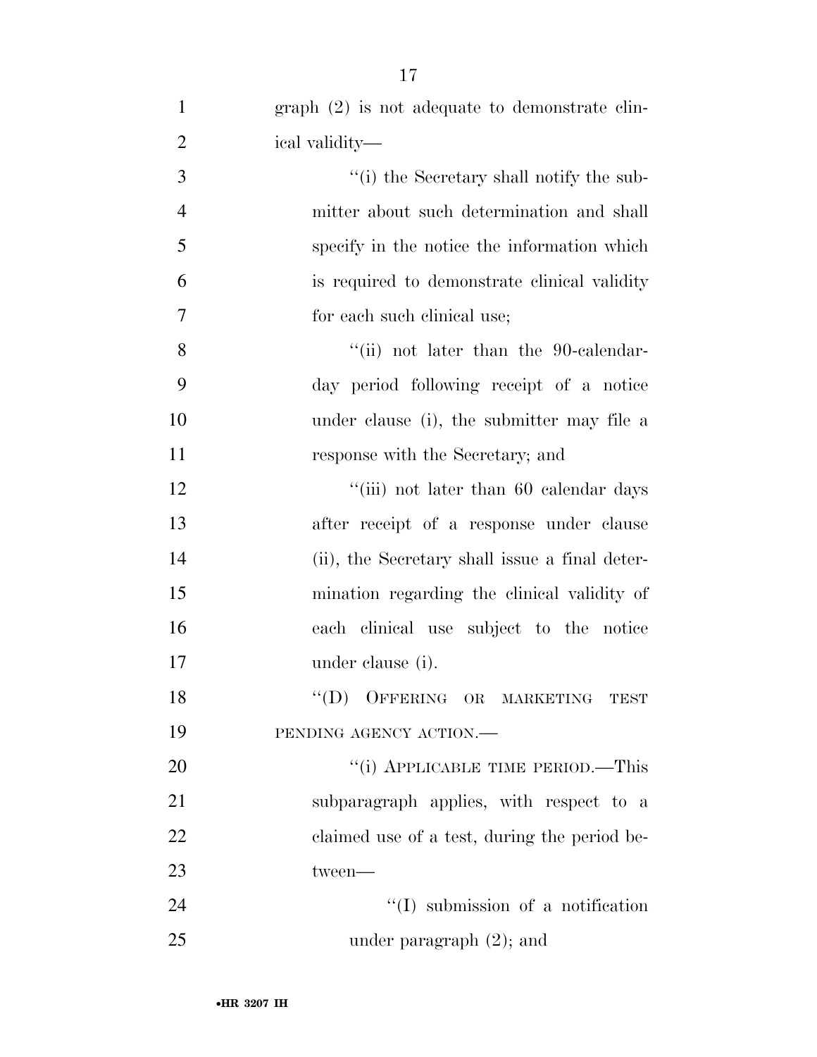graph (2) is not adequate to demonstrate clinical validity—

"(i) the Secretary shall notify the submitter about such determination and shall specify in the notice the information which is required to demonstrate clinical validity for each such clinical use;

"(ii) not later than the 90-calendar-day period following receipt of a notice under clause (i), the submitter may file a response with the Secretary; and

"(iii) not later than 60 calendar days after receipt of a response under clause (ii), the Secretary shall issue a final determination regarding the clinical validity of each clinical use subject to the notice under clause (i).

"(D) OFFERING OR MARKETING TEST PENDING AGENCY ACTION.—

"(i) APPLICABLE TIME PERIOD.—This subparagraph applies, with respect to a claimed use of a test, during the period between—

"(I) submission of a notification under paragraph (2); and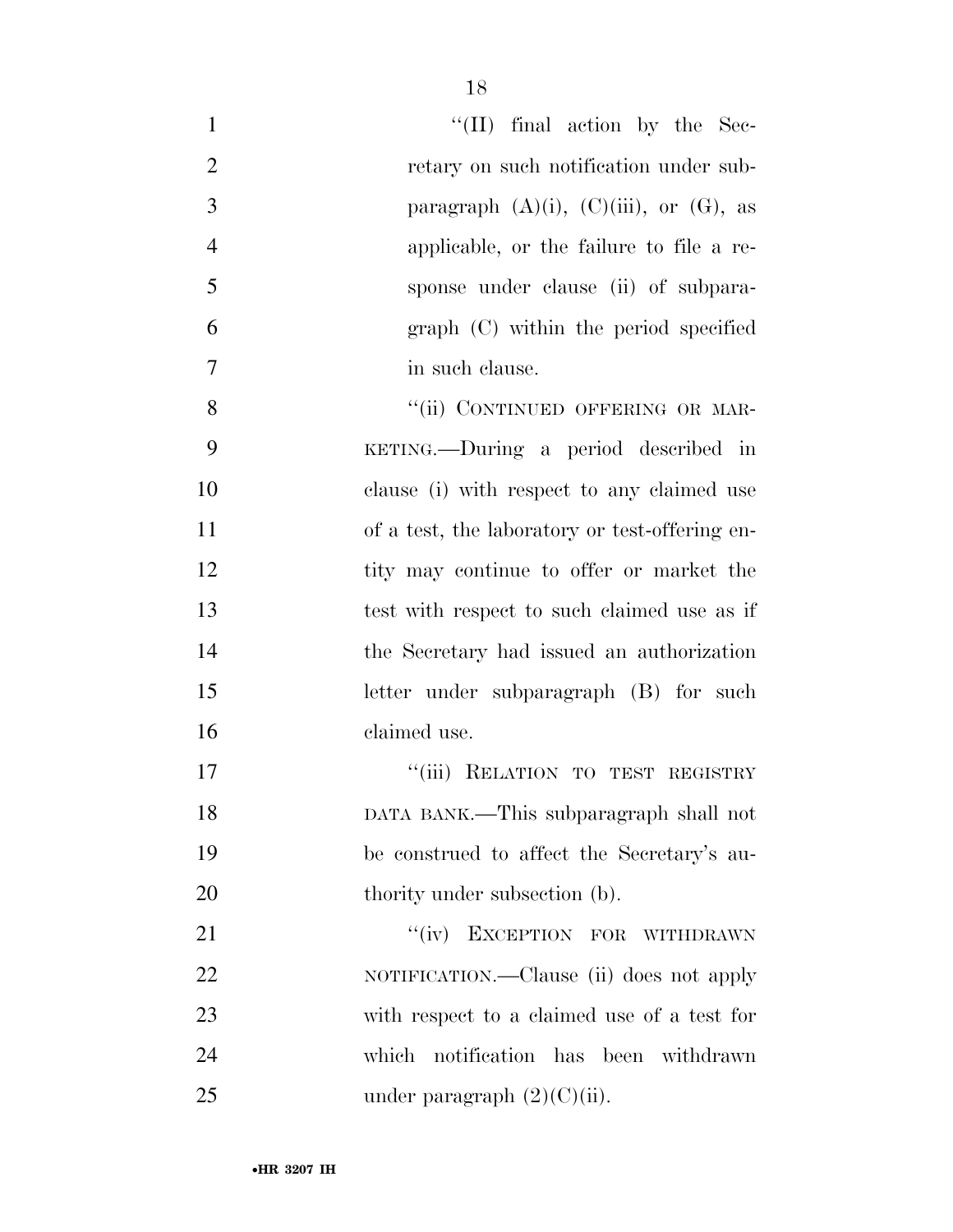"(II) final action by the Secretary on such notification under subparagraph (A)(i), (C)(iii), or (G), as applicable, or the failure to file a response under clause (ii) of subparagraph (C) within the period specified in such clause.

"(ii) CONTINUED OFFERING OR MARKETING.—During a period described in clause (i) with respect to any claimed use of a test, the laboratory or test-offering entity may continue to offer or market the test with respect to such claimed use as if the Secretary had issued an authorization letter under subparagraph (B) for such claimed use.

"(iii) RELATION TO TEST REGISTRY DATA BANK.—This subparagraph shall not be construed to affect the Secretary's authority under subsection (b).

"(iv) EXCEPTION FOR WITHDRAWN NOTIFICATION.—Clause (ii) does not apply with respect to a claimed use of a test for which notification has been withdrawn under paragraph (2)(C)(ii).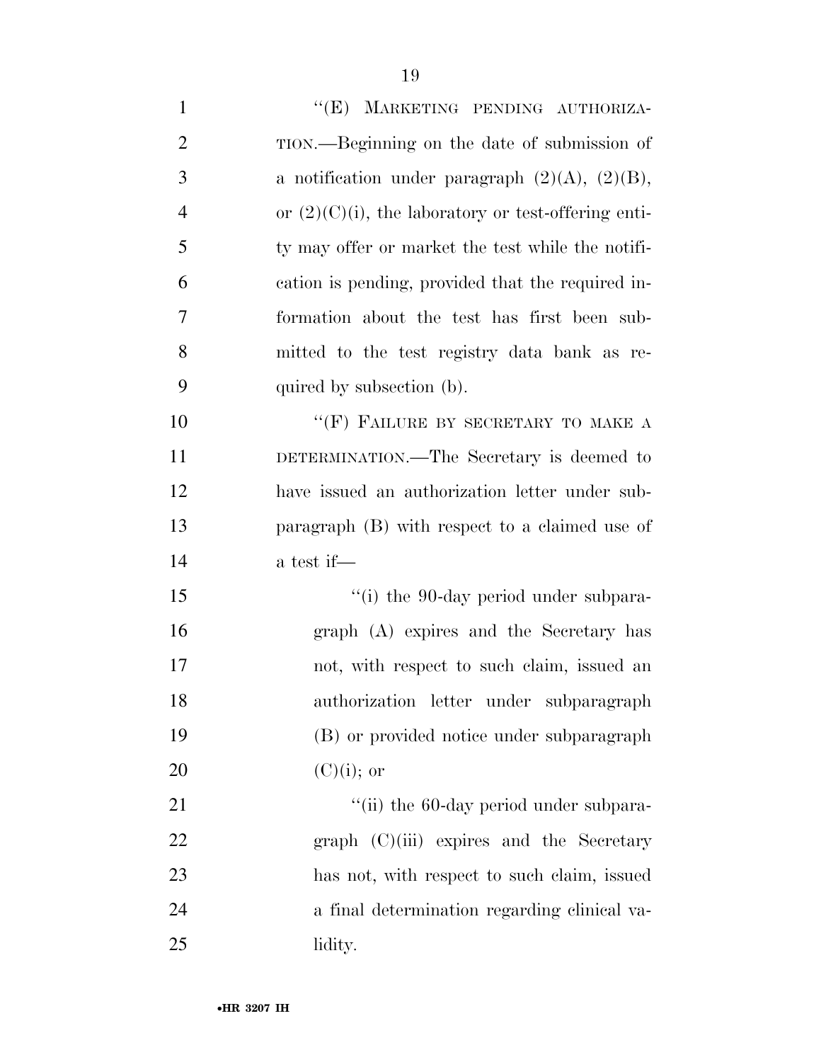"(E) MARKETING PENDING AUTHORIZATION.—Beginning on the date of submission of a notification under paragraph (2)(A), (2)(B), or (2)(C)(i), the laboratory or test-offering entity may offer or market the test while the notification is pending, provided that the required information about the test has first been submitted to the test registry data bank as required by subsection (b).

"(F) FAILURE BY SECRETARY TO MAKE A DETERMINATION.—The Secretary is deemed to have issued an authorization letter under subparagraph (B) with respect to a claimed use of a test if—

"(i) the 90-day period under subparagraph (A) expires and the Secretary has not, with respect to such claim, issued an authorization letter under subparagraph (B) or provided notice under subparagraph (C)(i); or

"(ii) the 60-day period under subparagraph (C)(iii) expires and the Secretary has not, with respect to such claim, issued a final determination regarding clinical validity.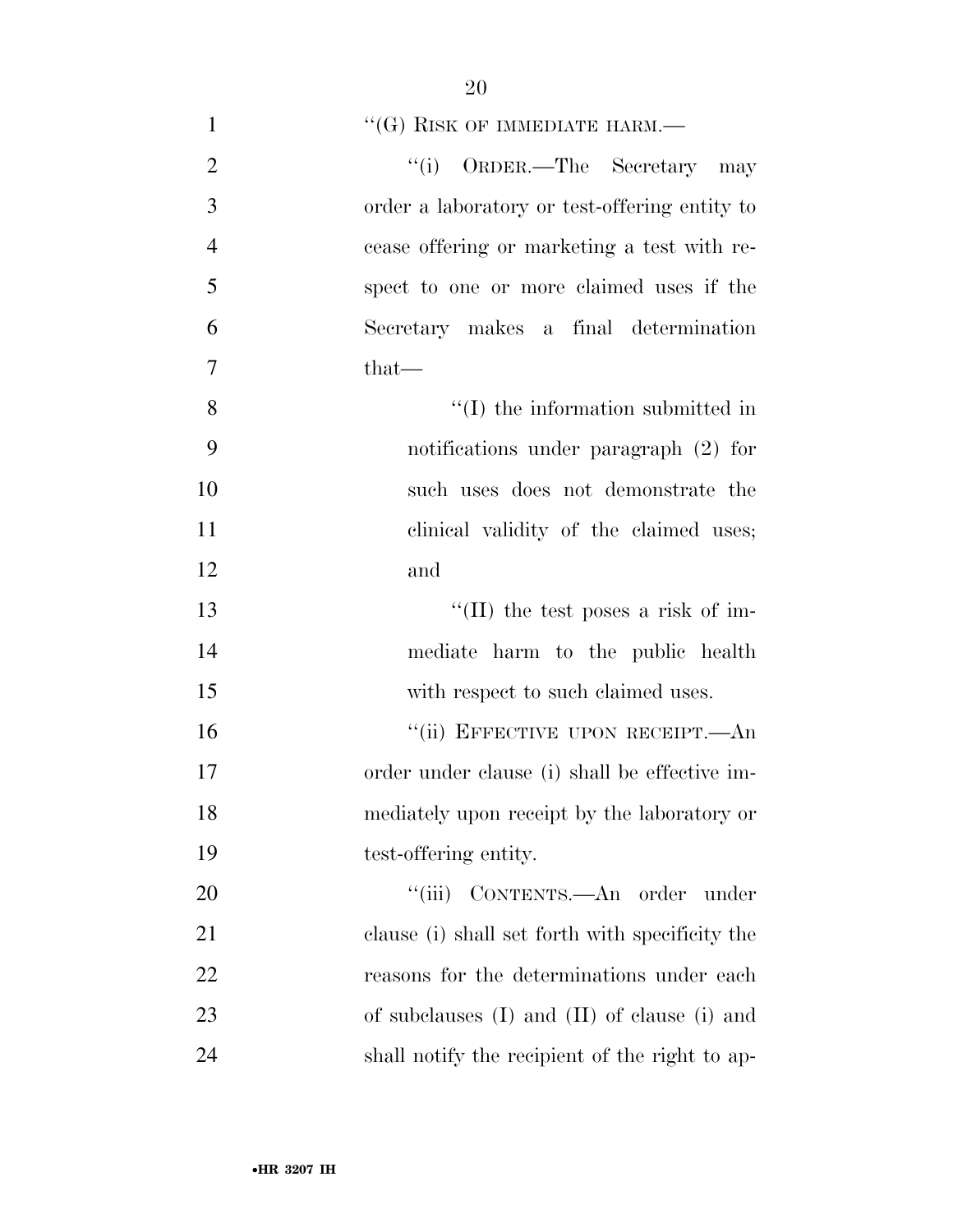''(G) RISK OF IMMEDIATE HARM.—

''(i) ORDER.—The Secretary may order a laboratory or test-offering entity to cease offering or marketing a test with respect to one or more claimed uses if the Secretary makes a final determination that—

''(I) the information submitted in notifications under paragraph (2) for such uses does not demonstrate the clinical validity of the claimed uses; and

''(II) the test poses a risk of immediate harm to the public health with respect to such claimed uses.

''(ii) EFFECTIVE UPON RECEIPT.—An order under clause (i) shall be effective immediately upon receipt by the laboratory or test-offering entity.

''(iii) CONTENTS.—An order under clause (i) shall set forth with specificity the reasons for the determinations under each of subclauses (I) and (II) of clause (i) and shall notify the recipient of the right to ap-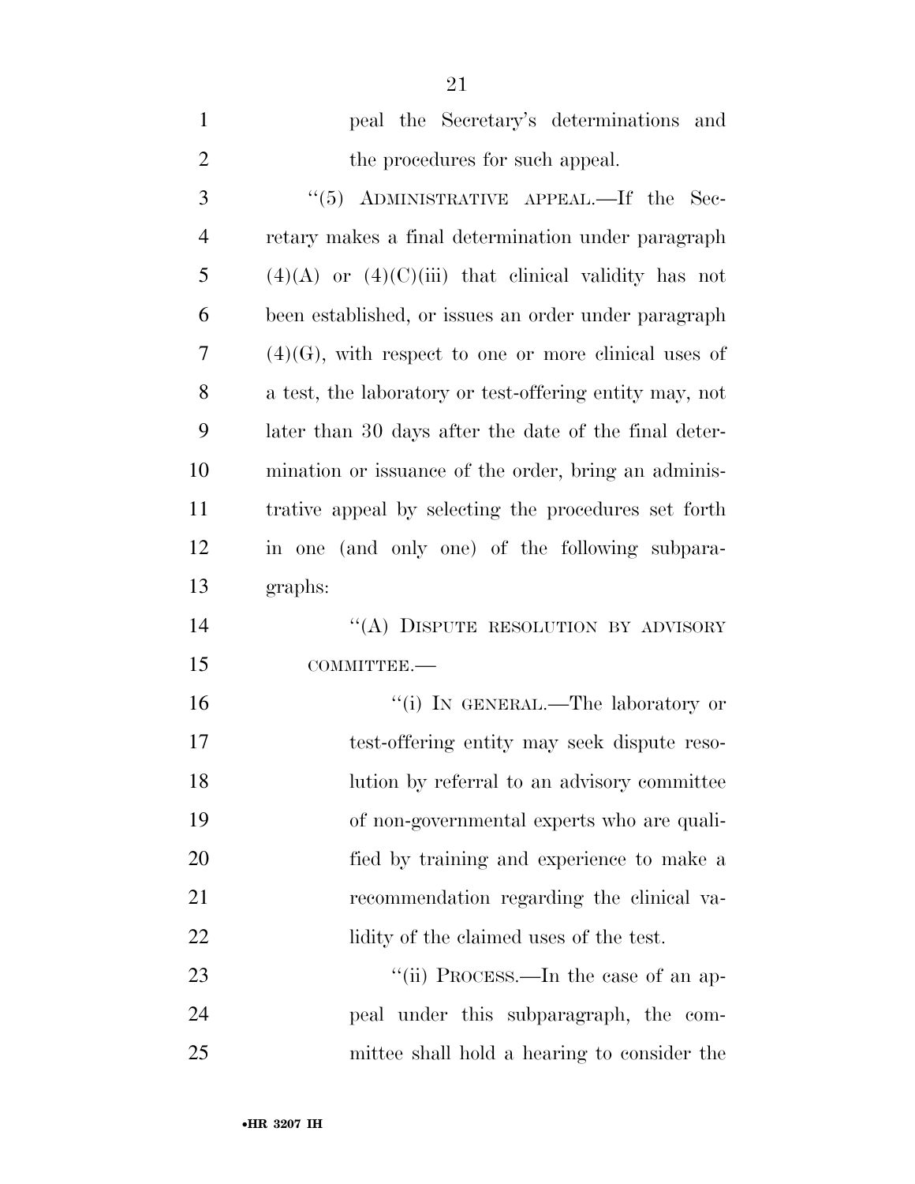peal the Secretary's determinations and the procedures for such appeal.

"(5) ADMINISTRATIVE APPEAL.—If the Secretary makes a final determination under paragraph (4)(A) or (4)(C)(iii) that clinical validity has not been established, or issues an order under paragraph (4)(G), with respect to one or more clinical uses of a test, the laboratory or test-offering entity may, not later than 30 days after the date of the final determination or issuance of the order, bring an administrative appeal by selecting the procedures set forth in one (and only one) of the following subparagraphs:

"(A) DISPUTE RESOLUTION BY ADVISORY COMMITTEE.—

"(i) IN GENERAL.—The laboratory or test-offering entity may seek dispute resolution by referral to an advisory committee of non-governmental experts who are qualified by training and experience to make a recommendation regarding the clinical validity of the claimed uses of the test.

"(ii) PROCESS.—In the case of an appeal under this subparagraph, the committee shall hold a hearing to consider the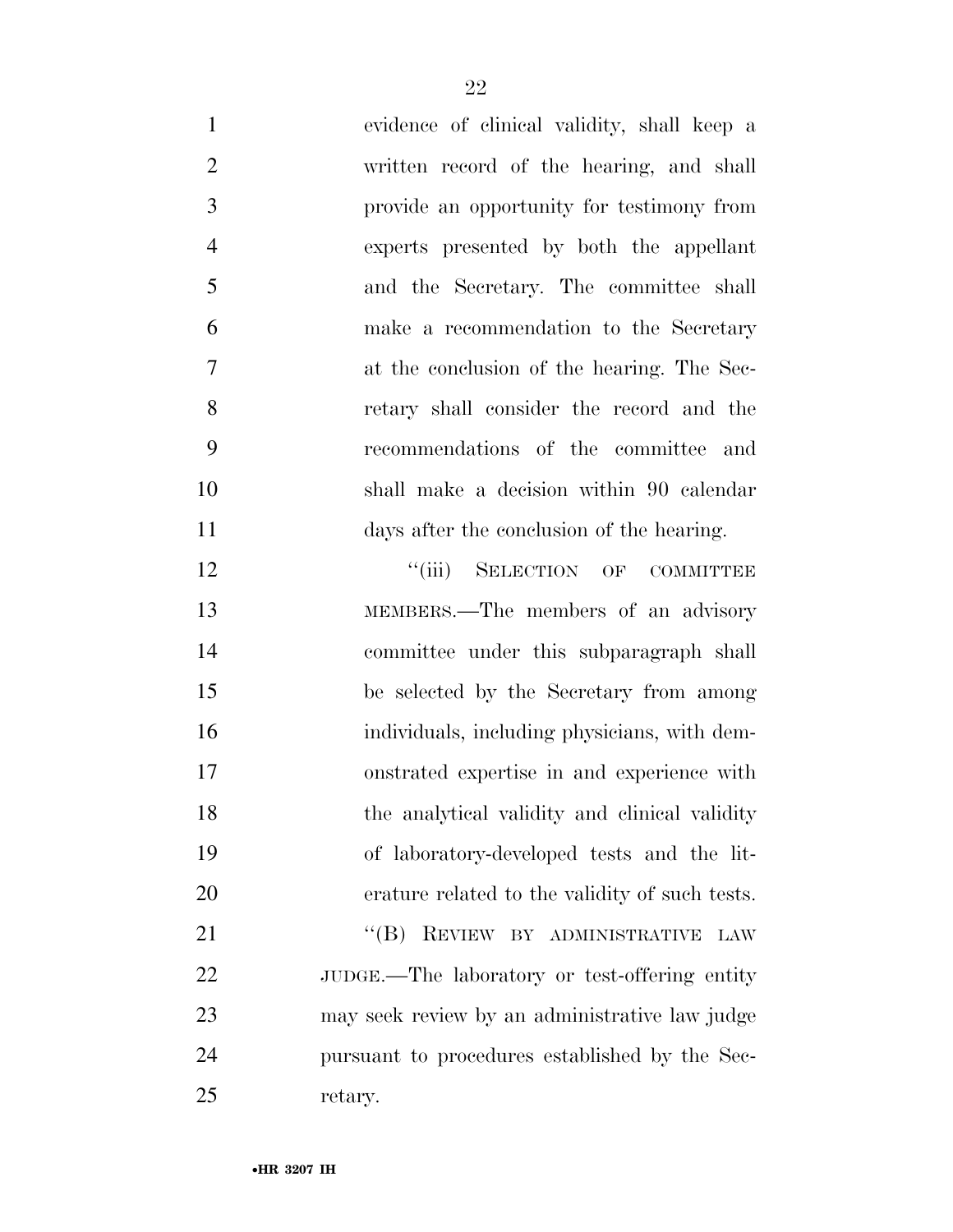evidence of clinical validity, shall keep a written record of the hearing, and shall provide an opportunity for testimony from experts presented by both the appellant and the Secretary. The committee shall make a recommendation to the Secretary at the conclusion of the hearing. The Secretary shall consider the record and the recommendations of the committee and shall make a decision within 90 calendar days after the conclusion of the hearing.

"(iii) SELECTION OF COMMITTEE MEMBERS.—The members of an advisory committee under this subparagraph shall be selected by the Secretary from among individuals, including physicians, with demonstrated expertise in and experience with the analytical validity and clinical validity of laboratory-developed tests and the literature related to the validity of such tests.

"(B) REVIEW BY ADMINISTRATIVE LAW JUDGE.—The laboratory or test-offering entity may seek review by an administrative law judge pursuant to procedures established by the Secretary.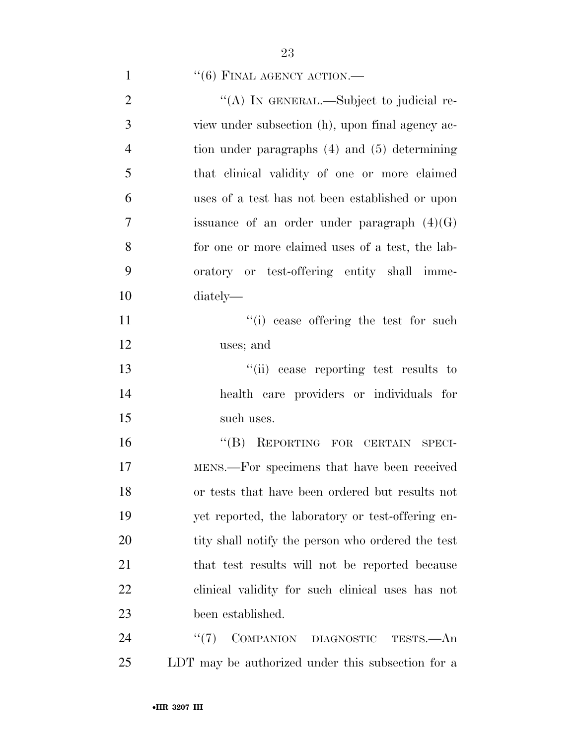"(6) FINAL AGENCY ACTION.—

"(A) IN GENERAL.—Subject to judicial review under subsection (h), upon final agency action under paragraphs (4) and (5) determining that clinical validity of one or more claimed uses of a test has not been established or upon issuance of an order under paragraph (4)(G) for one or more claimed uses of a test, the laboratory or test-offering entity shall immediately—

"(i) cease offering the test for such uses; and

"(ii) cease reporting test results to health care providers or individuals for such uses.

"(B) REPORTING FOR CERTAIN SPECIMENS.—For specimens that have been received or tests that have been ordered but results not yet reported, the laboratory or test-offering entity shall notify the person who ordered the test that test results will not be reported because clinical validity for such clinical uses has not been established.

"(7) COMPANION DIAGNOSTIC TESTS.—An LDT may be authorized under this subsection for a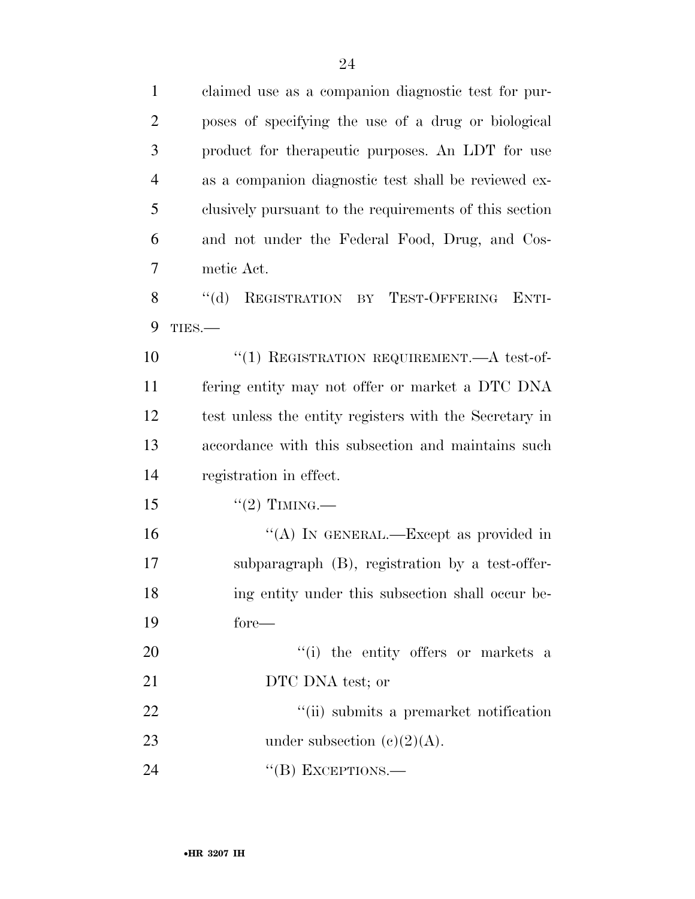claimed use as a companion diagnostic test for purposes of specifying the use of a drug or biological product for therapeutic purposes. An LDT for use as a companion diagnostic test shall be reviewed exclusively pursuant to the requirements of this section and not under the Federal Food, Drug, and Cosmetic Act.

"(d) REGISTRATION BY TEST-OFFERING ENTITIES.—

"(1) REGISTRATION REQUIREMENT.—A test-offering entity may not offer or market a DTC DNA test unless the entity registers with the Secretary in accordance with this subsection and maintains such registration in effect.

"(2) TIMING.—

"(A) IN GENERAL.—Except as provided in subparagraph (B), registration by a test-offering entity under this subsection shall occur before—

"(i) the entity offers or markets a DTC DNA test; or

"(ii) submits a premarket notification under subsection (c)(2)(A).

"(B) EXCEPTIONS.—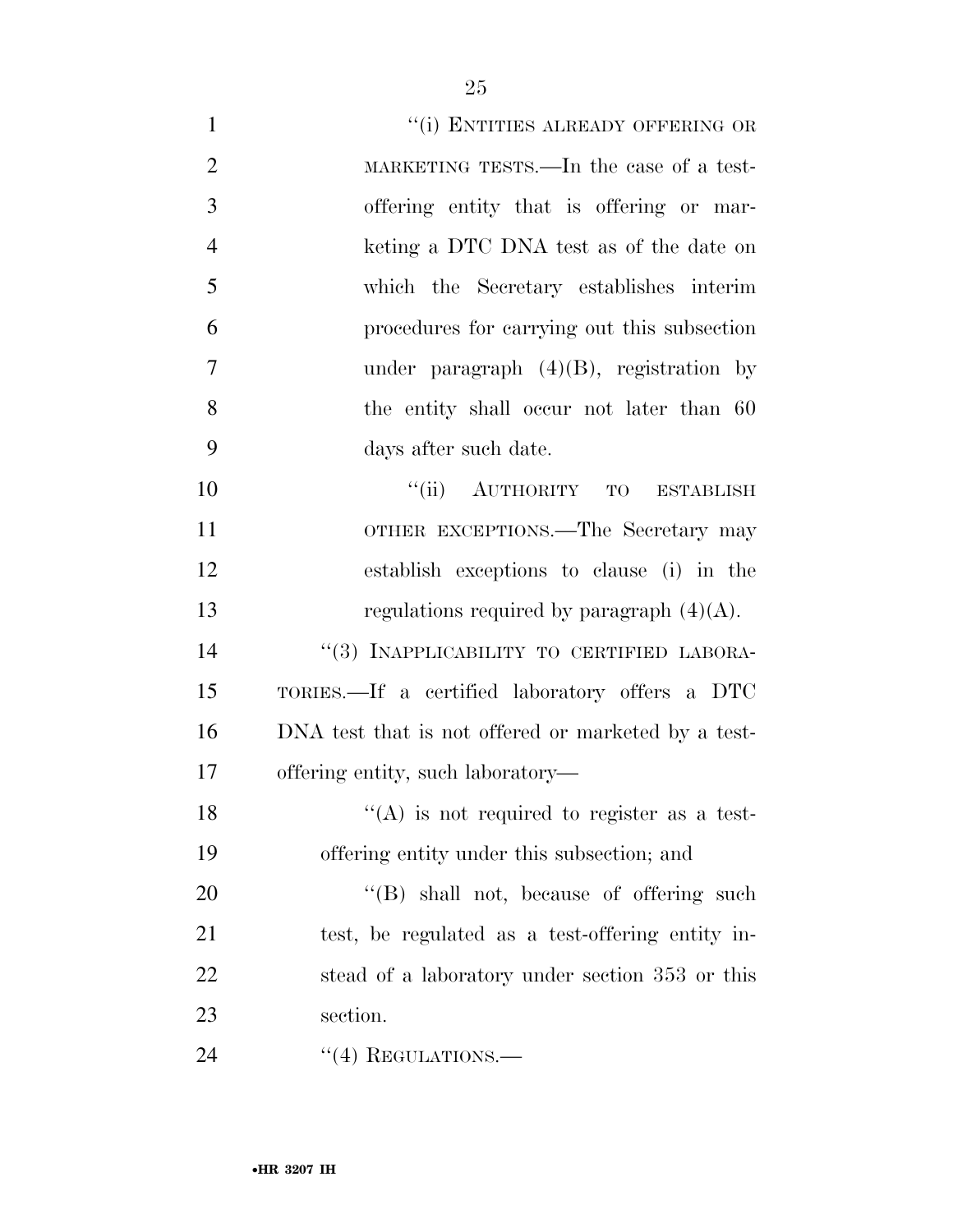''(i) ENTITIES ALREADY OFFERING OR MARKETING TESTS.—In the case of a test-offering entity that is offering or marketing a DTC DNA test as of the date on which the Secretary establishes interim procedures for carrying out this subsection under paragraph (4)(B), registration by the entity shall occur not later than 60 days after such date.

''(ii) AUTHORITY TO ESTABLISH OTHER EXCEPTIONS.—The Secretary may establish exceptions to clause (i) in the regulations required by paragraph (4)(A).

''(3) INAPPLICABILITY TO CERTIFIED LABORATORIES.—If a certified laboratory offers a DTC DNA test that is not offered or marketed by a test-offering entity, such laboratory—

''(A) is not required to register as a test-offering entity under this subsection; and

''(B) shall not, because of offering such test, be regulated as a test-offering entity instead of a laboratory under section 353 or this section.

''(4) REGULATIONS.—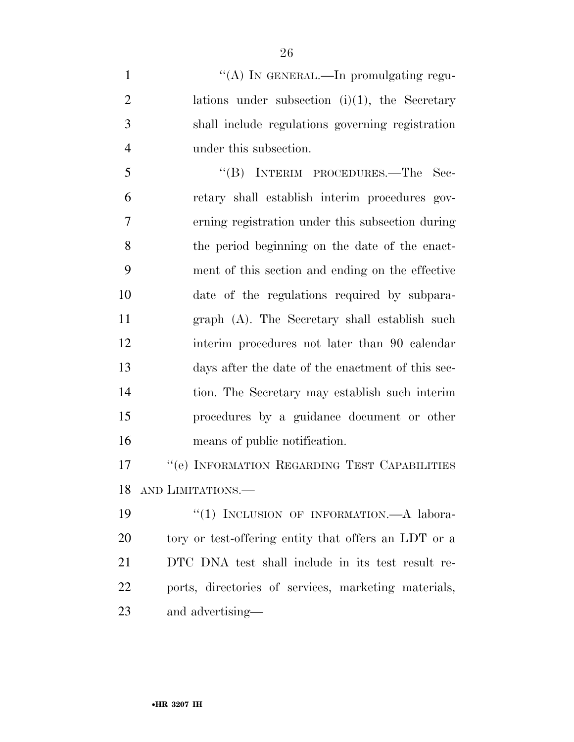"(A) IN GENERAL.—In promulgating regulations under subsection (i)(1), the Secretary shall include regulations governing registration under this subsection.

"(B) INTERIM PROCEDURES.—The Secretary shall establish interim procedures governing registration under this subsection during the period beginning on the date of the enactment of this section and ending on the effective date of the regulations required by subparagraph (A). The Secretary shall establish such interim procedures not later than 90 calendar days after the date of the enactment of this section. The Secretary may establish such interim procedures by a guidance document or other means of public notification.

"(e) INFORMATION REGARDING TEST CAPABILITIES AND LIMITATIONS.—

"(1) INCLUSION OF INFORMATION.—A laboratory or test-offering entity that offers an LDT or a DTC DNA test shall include in its test result reports, directories of services, marketing materials, and advertising—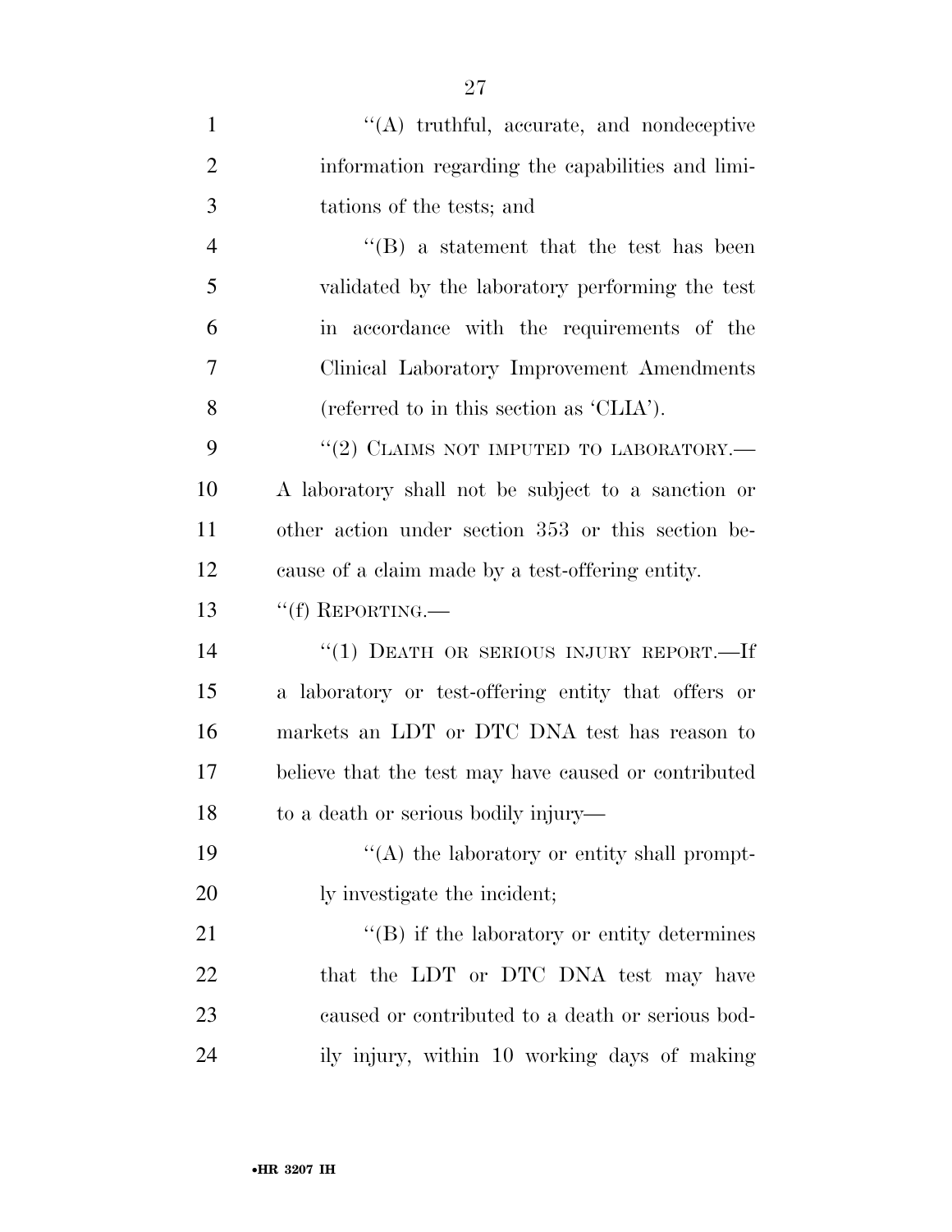"(A) truthful, accurate, and nondeceptive information regarding the capabilities and limitations of the tests; and

"(B) a statement that the test has been validated by the laboratory performing the test in accordance with the requirements of the Clinical Laboratory Improvement Amendments (referred to in this section as 'CLIA').

"(2) CLAIMS NOT IMPUTED TO LABORATORY.—A laboratory shall not be subject to a sanction or other action under section 353 or this section because of a claim made by a test-offering entity.

"(f) REPORTING.—

"(1) DEATH OR SERIOUS INJURY REPORT.—If a laboratory or test-offering entity that offers or markets an LDT or DTC DNA test has reason to believe that the test may have caused or contributed to a death or serious bodily injury—

"(A) the laboratory or entity shall promptly investigate the incident;

"(B) if the laboratory or entity determines that the LDT or DTC DNA test may have caused or contributed to a death or serious bodily injury, within 10 working days of making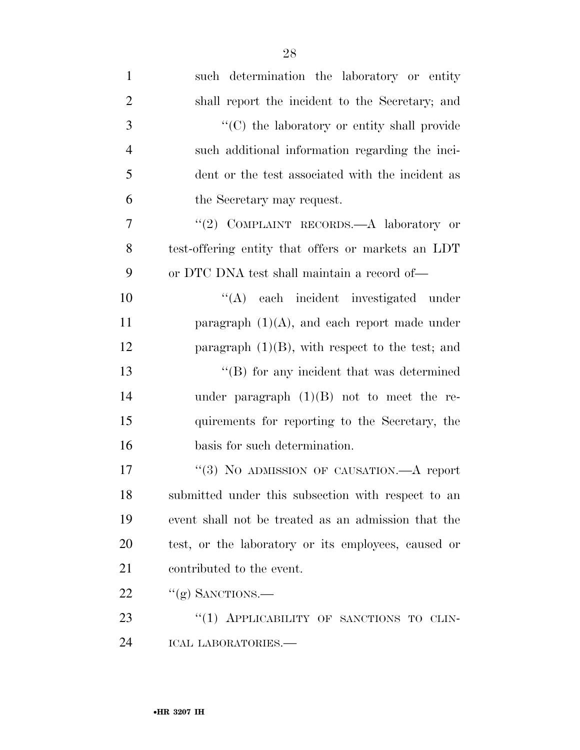such determination the laboratory or entity shall report the incident to the Secretary; and

"(C) the laboratory or entity shall provide such additional information regarding the incident or the test associated with the incident as the Secretary may request.

"(2) COMPLAINT RECORDS.—A laboratory or test-offering entity that offers or markets an LDT or DTC DNA test shall maintain a record of—

"(A) each incident investigated under paragraph (1)(A), and each report made under paragraph (1)(B), with respect to the test; and

"(B) for any incident that was determined under paragraph (1)(B) not to meet the requirements for reporting to the Secretary, the basis for such determination.

"(3) NO ADMISSION OF CAUSATION.—A report submitted under this subsection with respect to an event shall not be treated as an admission that the test, or the laboratory or its employees, caused or contributed to the event.

"(g) SANCTIONS.—

"(1) APPLICABILITY OF SANCTIONS TO CLINICAL LABORATORIES.—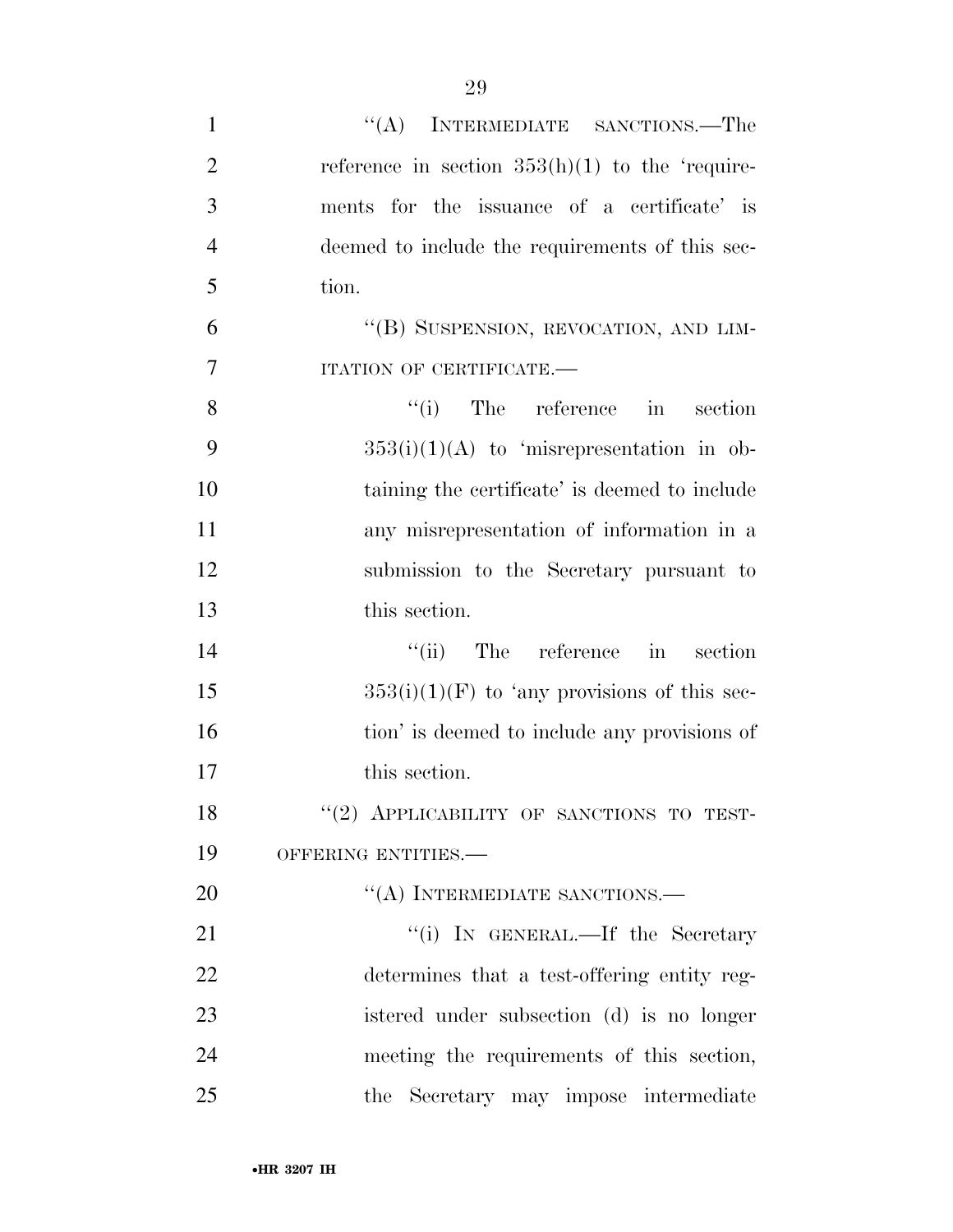"(A) INTERMEDIATE SANCTIONS.—The reference in section 353(h)(1) to the 'requirements for the issuance of a certificate' is deemed to include the requirements of this section.

"(B) SUSPENSION, REVOCATION, AND LIMITATION OF CERTIFICATE.—

"(i) The reference in section 353(i)(1)(A) to 'misrepresentation in obtaining the certificate' is deemed to include any misrepresentation of information in a submission to the Secretary pursuant to this section.

"(ii) The reference in section 353(i)(1)(F) to 'any provisions of this section' is deemed to include any provisions of this section.

"(2) APPLICABILITY OF SANCTIONS TO TEST-OFFERING ENTITIES.—

"(A) INTERMEDIATE SANCTIONS.—

"(i) IN GENERAL.—If the Secretary determines that a test-offering entity registered under subsection (d) is no longer meeting the requirements of this section, the Secretary may impose intermediate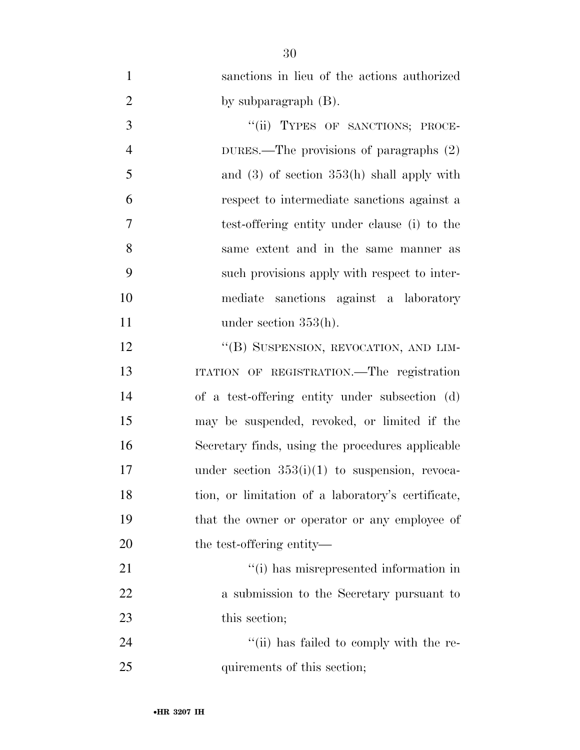sanctions in lieu of the actions authorized by subparagraph (B).

"(ii) TYPES OF SANCTIONS; PROCEDURES.—The provisions of paragraphs (2) and (3) of section 353(h) shall apply with respect to intermediate sanctions against a test-offering entity under clause (i) to the same extent and in the same manner as such provisions apply with respect to intermediate sanctions against a laboratory under section 353(h).

"(B) SUSPENSION, REVOCATION, AND LIMITATION OF REGISTRATION.—The registration of a test-offering entity under subsection (d) may be suspended, revoked, or limited if the Secretary finds, using the procedures applicable under section 353(i)(1) to suspension, revocation, or limitation of a laboratory's certificate, that the owner or operator or any employee of the test-offering entity—

"(i) has misrepresented information in a submission to the Secretary pursuant to this section;

"(ii) has failed to comply with the requirements of this section;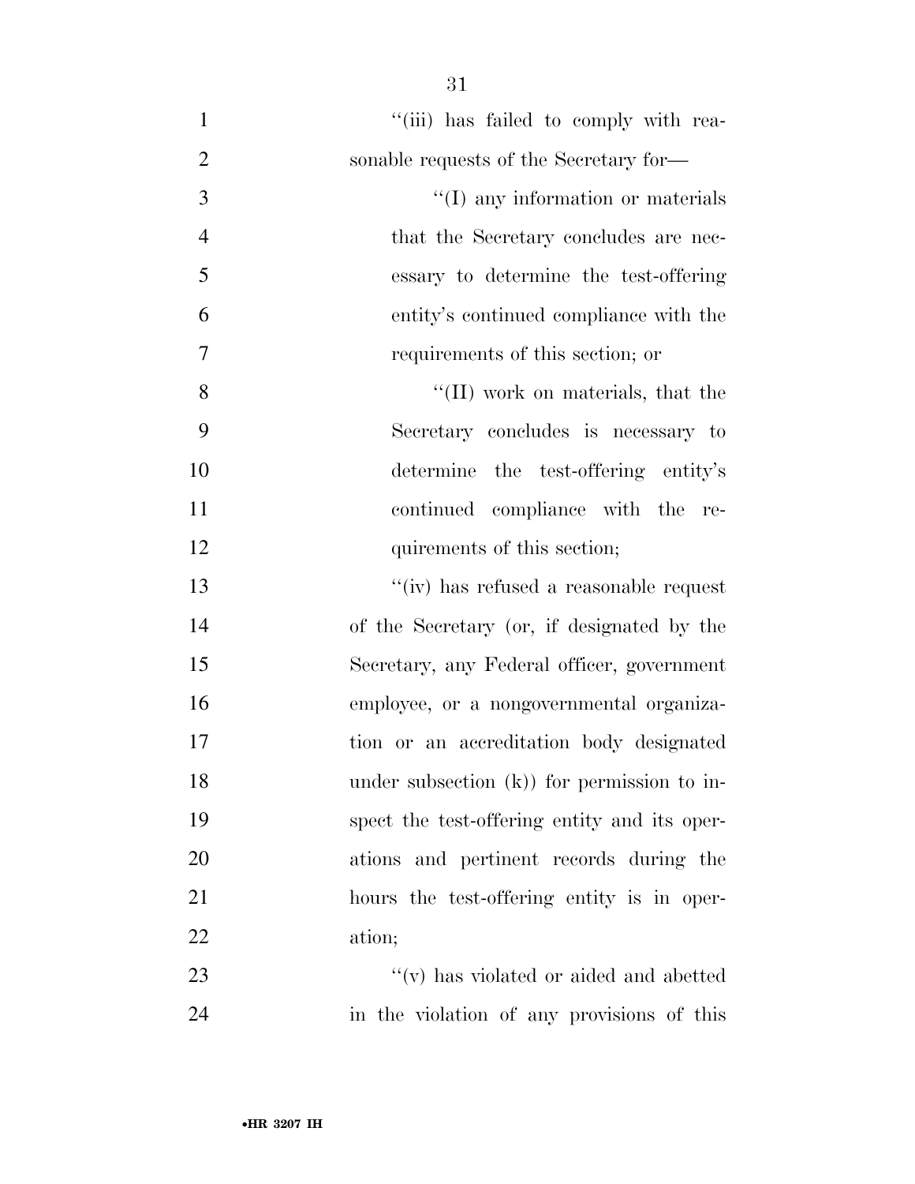''(iii) has failed to comply with reasonable requests of the Secretary for—

''(I) any information or materials that the Secretary concludes are necessary to determine the test-offering entity's continued compliance with the requirements of this section; or

''(II) work on materials, that the Secretary concludes is necessary to determine the test-offering entity's continued compliance with the requirements of this section;

''(iv) has refused a reasonable request of the Secretary (or, if designated by the Secretary, any Federal officer, government employee, or a nongovernmental organization or an accreditation body designated under subsection (k)) for permission to inspect the test-offering entity and its operations and pertinent records during the hours the test-offering entity is in operation;

''(v) has violated or aided and abetted in the violation of any provisions of this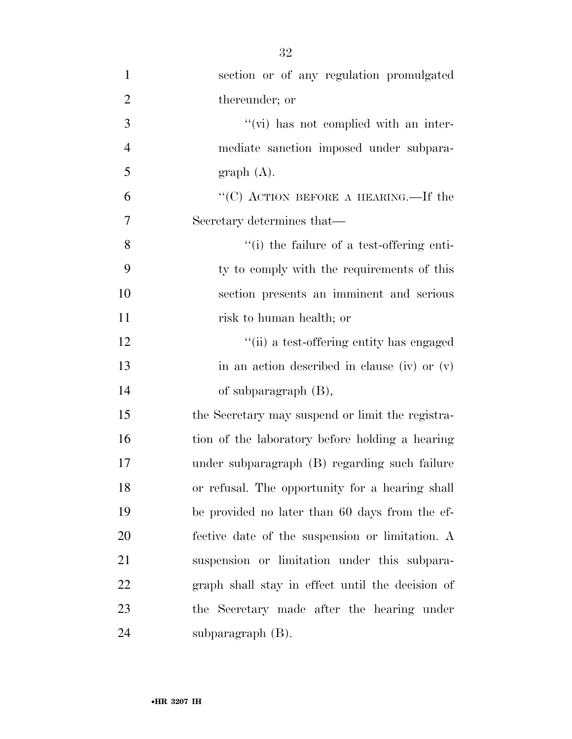section or of any regulation promulgated thereunder; or

''(vi) has not complied with an intermediate sanction imposed under subparagraph (A).

''(C) ACTION BEFORE A HEARING.—If the Secretary determines that—

''(i) the failure of a test-offering entity to comply with the requirements of this section presents an imminent and serious risk to human health; or

''(ii) a test-offering entity has engaged in an action described in clause (iv) or (v) of subparagraph (B),

the Secretary may suspend or limit the registration of the laboratory before holding a hearing under subparagraph (B) regarding such failure or refusal. The opportunity for a hearing shall be provided no later than 60 days from the effective date of the suspension or limitation. A suspension or limitation under this subparagraph shall stay in effect until the decision of the Secretary made after the hearing under subparagraph (B).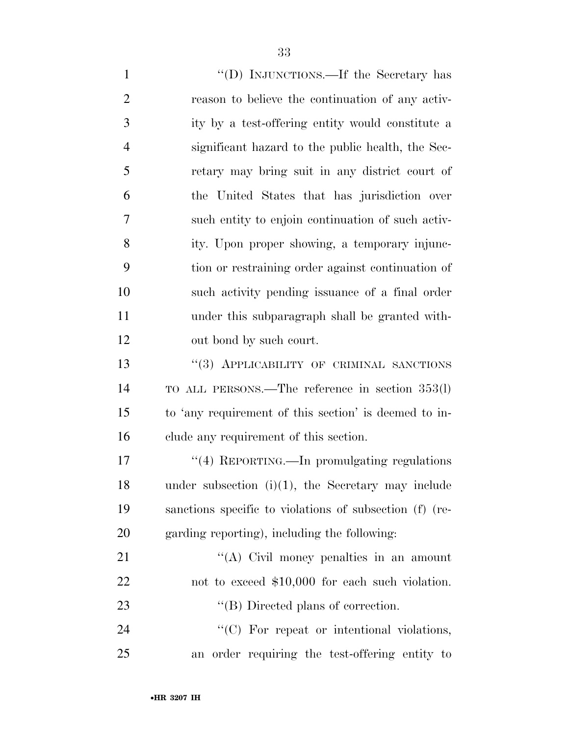"(D) INJUNCTIONS.—If the Secretary has reason to believe the continuation of any activity by a test-offering entity would constitute a significant hazard to the public health, the Secretary may bring suit in any district court of the United States that has jurisdiction over such entity to enjoin continuation of such activity. Upon proper showing, a temporary injunction or restraining order against continuation of such activity pending issuance of a final order under this subparagraph shall be granted without bond by such court.

"(3) APPLICABILITY OF CRIMINAL SANCTIONS TO ALL PERSONS.—The reference in section 353(l) to 'any requirement of this section' is deemed to include any requirement of this section.

"(4) REPORTING.—In promulgating regulations under subsection (i)(1), the Secretary may include sanctions specific to violations of subsection (f) (regarding reporting), including the following:

"(A) Civil money penalties in an amount not to exceed $10,000 for each such violation.

"(B) Directed plans of correction.

"(C) For repeat or intentional violations, an order requiring the test-offering entity to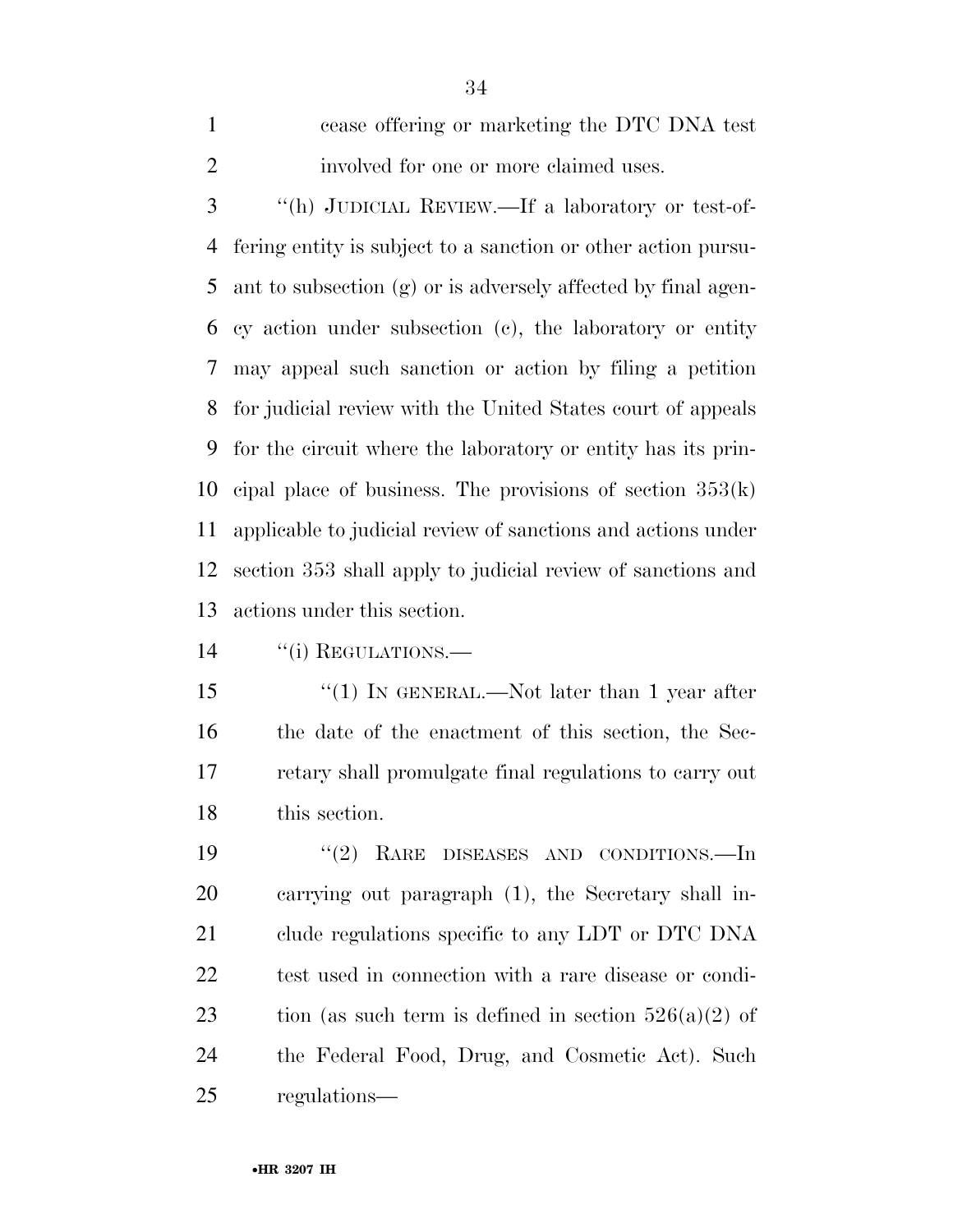cease offering or marketing the DTC DNA test involved for one or more claimed uses.

"(h) JUDICIAL REVIEW.—If a laboratory or test-offering entity is subject to a sanction or other action pursuant to subsection (g) or is adversely affected by final agency action under subsection (c), the laboratory or entity may appeal such sanction or action by filing a petition for judicial review with the United States court of appeals for the circuit where the laboratory or entity has its principal place of business. The provisions of section 353(k) applicable to judicial review of sanctions and actions under section 353 shall apply to judicial review of sanctions and actions under this section.

"(i) REGULATIONS.—

"(1) IN GENERAL.—Not later than 1 year after the date of the enactment of this section, the Secretary shall promulgate final regulations to carry out this section.

"(2) RARE DISEASES AND CONDITIONS.—In carrying out paragraph (1), the Secretary shall include regulations specific to any LDT or DTC DNA test used in connection with a rare disease or condition (as such term is defined in section 526(a)(2) of the Federal Food, Drug, and Cosmetic Act). Such regulations—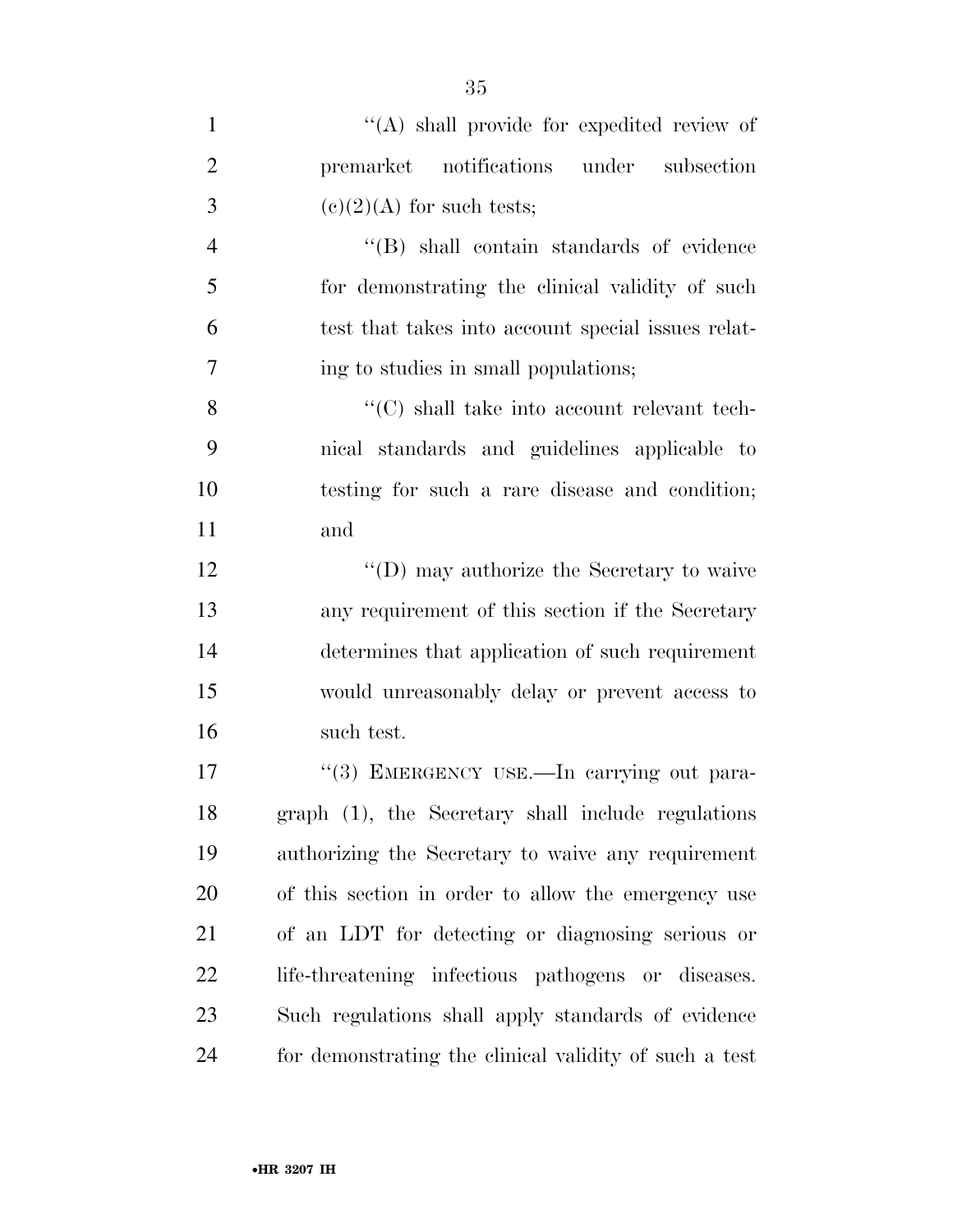"(A) shall provide for expedited review of premarket notifications under subsection (c)(2)(A) for such tests;

"(B) shall contain standards of evidence for demonstrating the clinical validity of such test that takes into account special issues relating to studies in small populations;

"(C) shall take into account relevant technical standards and guidelines applicable to testing for such a rare disease and condition; and

"(D) may authorize the Secretary to waive any requirement of this section if the Secretary determines that application of such requirement would unreasonably delay or prevent access to such test.

"(3) EMERGENCY USE.—In carrying out paragraph (1), the Secretary shall include regulations authorizing the Secretary to waive any requirement of this section in order to allow the emergency use of an LDT for detecting or diagnosing serious or life-threatening infectious pathogens or diseases. Such regulations shall apply standards of evidence for demonstrating the clinical validity of such a test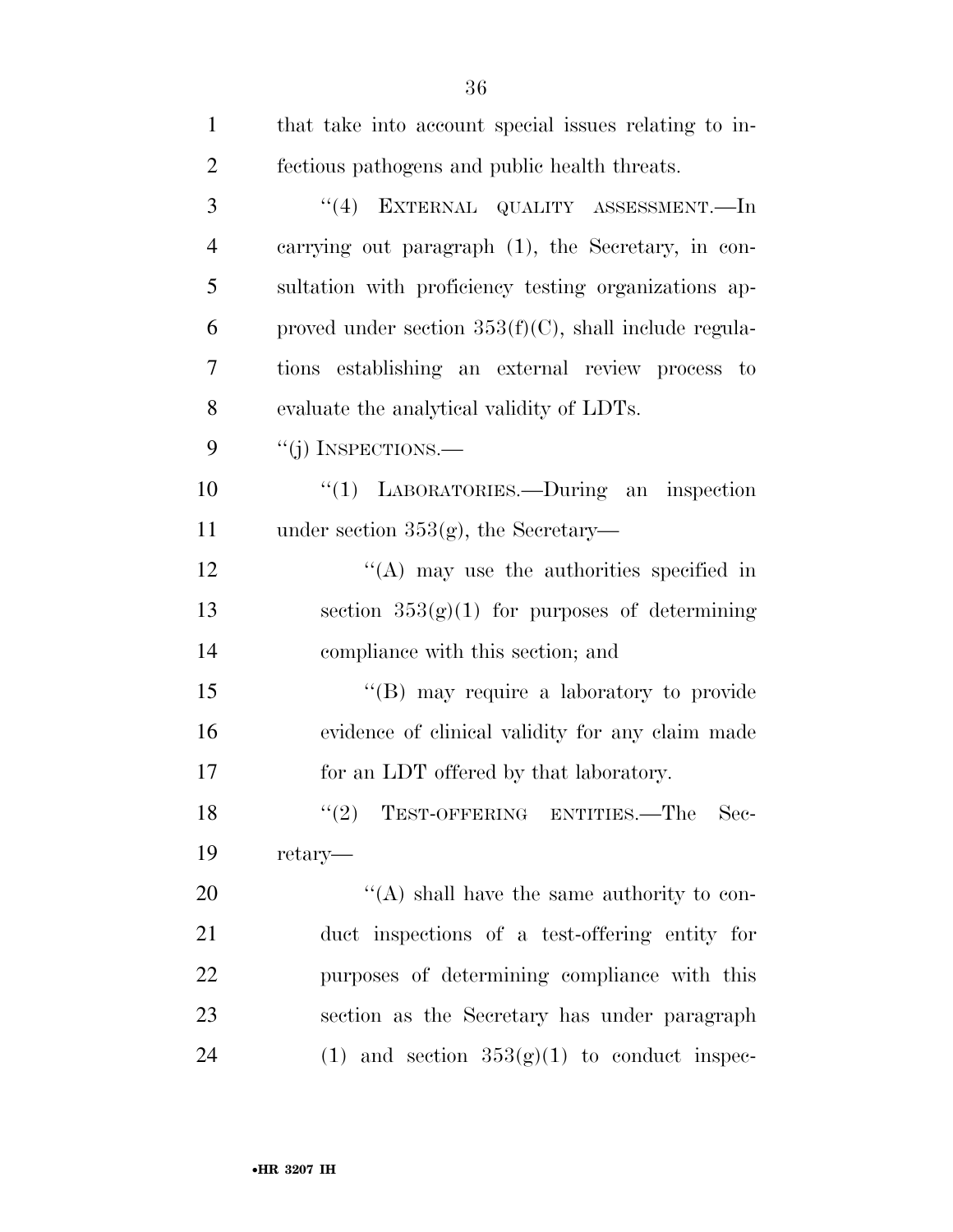that take into account special issues relating to infectious pathogens and public health threats.

"(4) EXTERNAL QUALITY ASSESSMENT.—In carrying out paragraph (1), the Secretary, in consultation with proficiency testing organizations approved under section 353(f)(C), shall include regulations establishing an external review process to evaluate the analytical validity of LDTs.

"(j) INSPECTIONS.—

"(1) LABORATORIES.—During an inspection under section 353(g), the Secretary—

"(A) may use the authorities specified in section 353(g)(1) for purposes of determining compliance with this section; and

"(B) may require a laboratory to provide evidence of clinical validity for any claim made for an LDT offered by that laboratory.

"(2) TEST-OFFERING ENTITIES.—The Secretary—

"(A) shall have the same authority to conduct inspections of a test-offering entity for purposes of determining compliance with this section as the Secretary has under paragraph (1) and section 353(g)(1) to conduct inspec-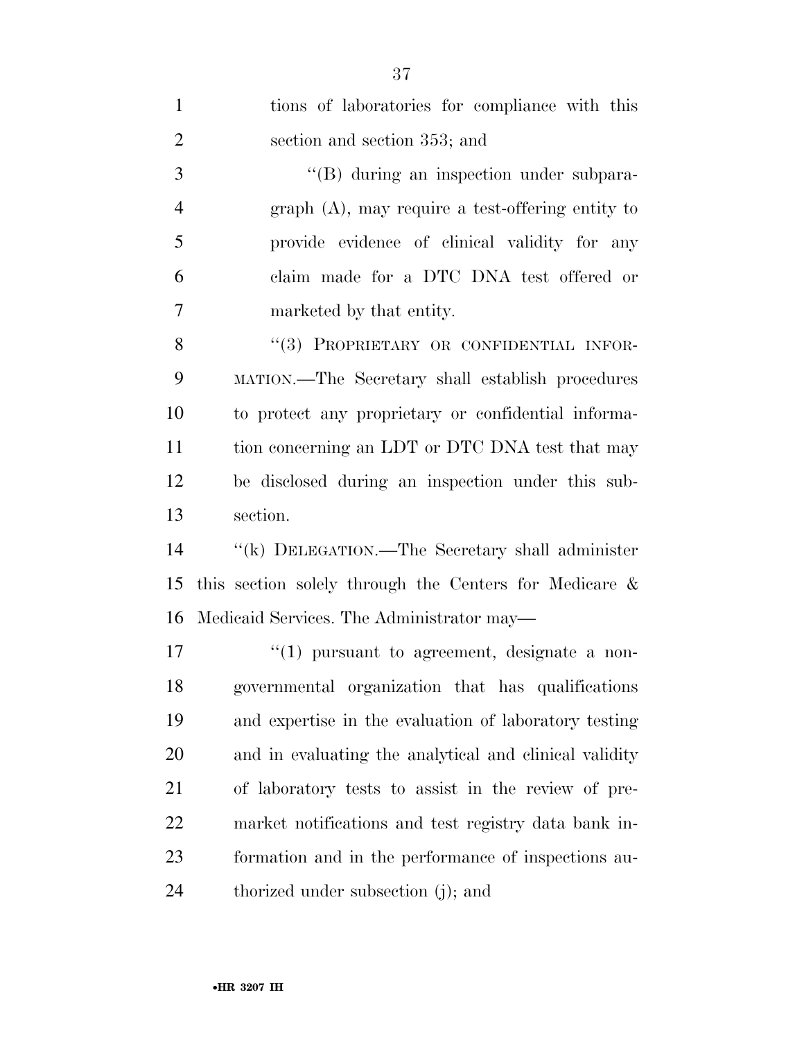tions of laboratories for compliance with this section and section 353; and

"(B) during an inspection under subparagraph (A), may require a test-offering entity to provide evidence of clinical validity for any claim made for a DTC DNA test offered or marketed by that entity.

"(3) PROPRIETARY OR CONFIDENTIAL INFORMATION.—The Secretary shall establish procedures to protect any proprietary or confidential information concerning an LDT or DTC DNA test that may be disclosed during an inspection under this subsection.

"(k) DELEGATION.—The Secretary shall administer this section solely through the Centers for Medicare & Medicaid Services. The Administrator may—

"(1) pursuant to agreement, designate a nongovernmental organization that has qualifications and expertise in the evaluation of laboratory testing and in evaluating the analytical and clinical validity of laboratory tests to assist in the review of premarket notifications and test registry data bank information and in the performance of inspections authorized under subsection (j); and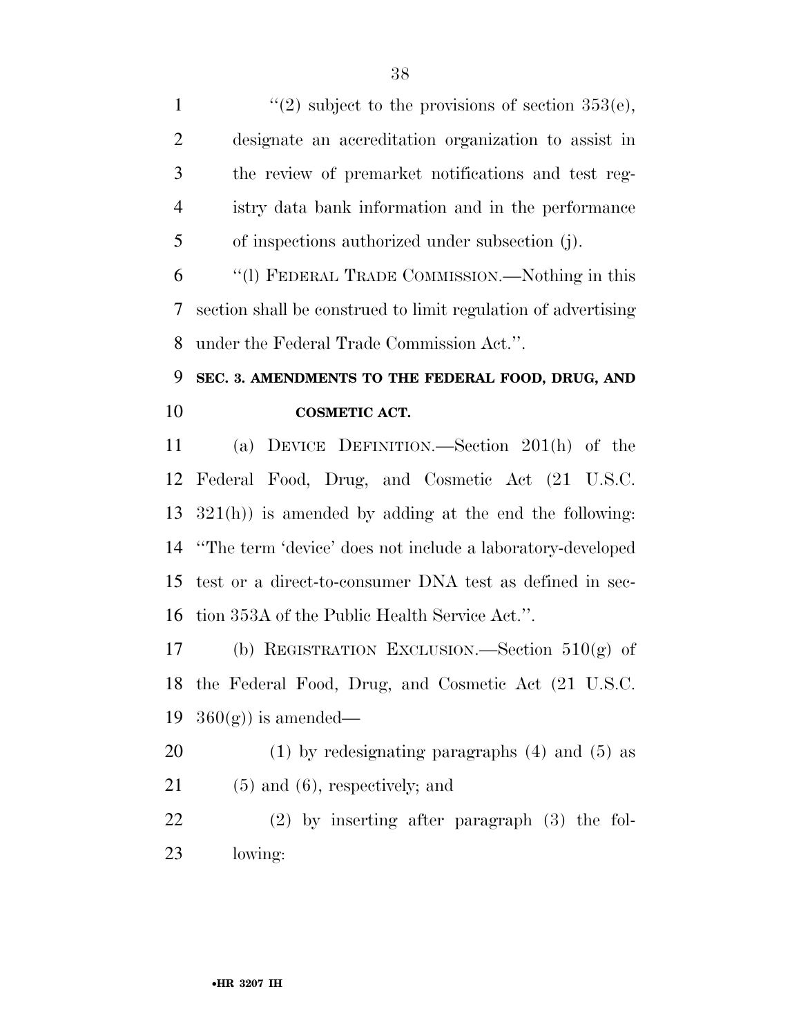"(2) subject to the provisions of section 353(e), designate an accreditation organization to assist in the review of premarket notifications and test registry data bank information and in the performance of inspections authorized under subsection (j).

"(l) FEDERAL TRADE COMMISSION.—Nothing in this section shall be construed to limit regulation of advertising under the Federal Trade Commission Act.".

## SEC. 3. AMENDMENTS TO THE FEDERAL FOOD, DRUG, AND COSMETIC ACT.

(a) DEVICE DEFINITION.—Section 201(h) of the Federal Food, Drug, and Cosmetic Act (21 U.S.C. 321(h)) is amended by adding at the end the following: "The term 'device' does not include a laboratory-developed test or a direct-to-consumer DNA test as defined in section 353A of the Public Health Service Act.".

(b) REGISTRATION EXCLUSION.—Section 510(g) of the Federal Food, Drug, and Cosmetic Act (21 U.S.C. 360(g)) is amended—

(1) by redesignating paragraphs (4) and (5) as (5) and (6), respectively; and

(2) by inserting after paragraph (3) the following: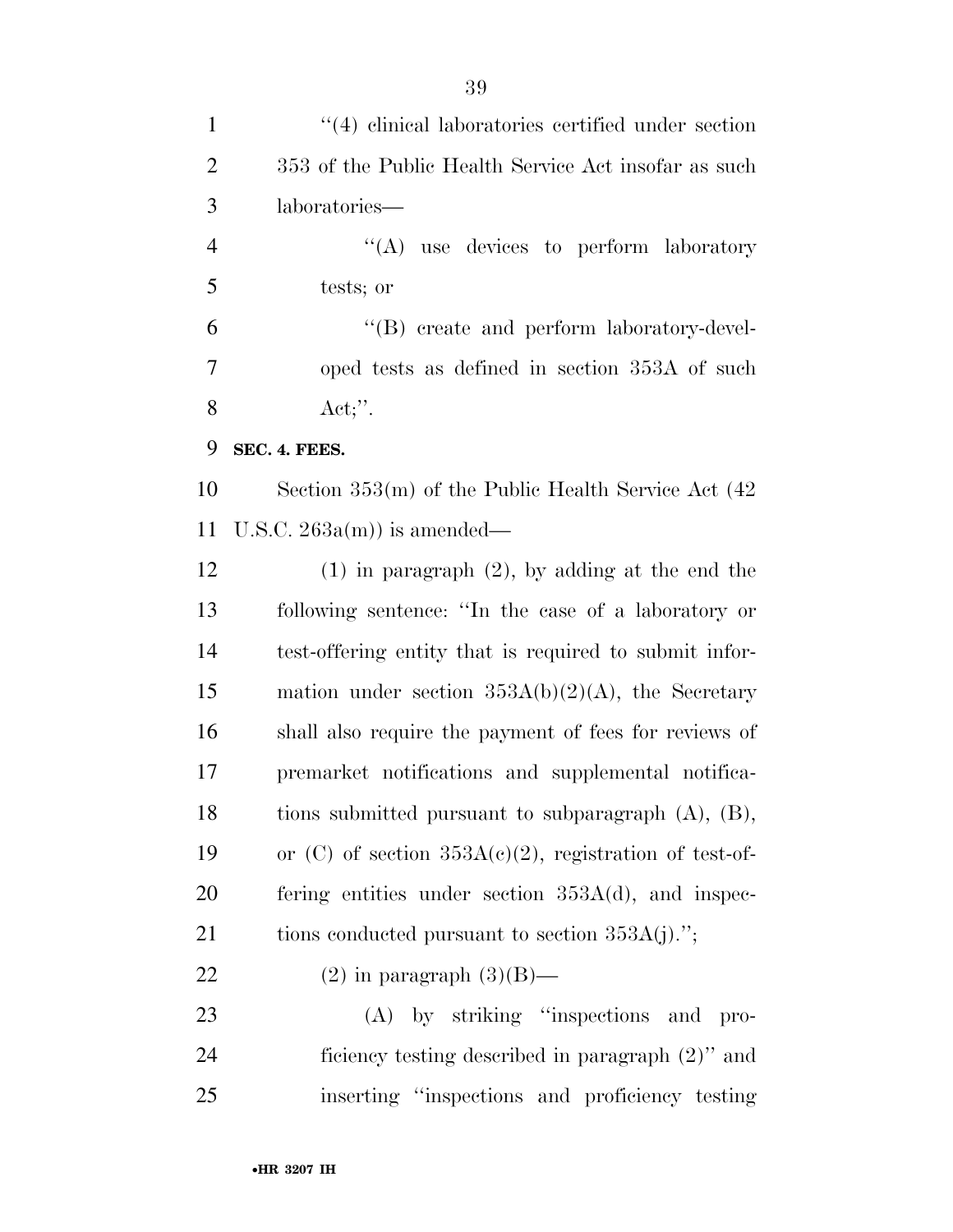''(4) clinical laboratories certified under section 353 of the Public Health Service Act insofar as such laboratories—

''(A) use devices to perform laboratory tests; or

''(B) create and perform laboratory-developed tests as defined in section 353A of such Act;''.

**SEC. 4. FEES.**

Section 353(m) of the Public Health Service Act (42 U.S.C. 263a(m)) is amended—

(1) in paragraph (2), by adding at the end the following sentence: ''In the case of a laboratory or test-offering entity that is required to submit information under section 353A(b)(2)(A), the Secretary shall also require the payment of fees for reviews of premarket notifications and supplemental notifications submitted pursuant to subparagraph (A), (B), or (C) of section 353A(c)(2), registration of test-offering entities under section 353A(d), and inspections conducted pursuant to section 353A(j).'';

(2) in paragraph (3)(B)—

(A) by striking ''inspections and proficiency testing described in paragraph (2)'' and inserting ''inspections and proficiency testing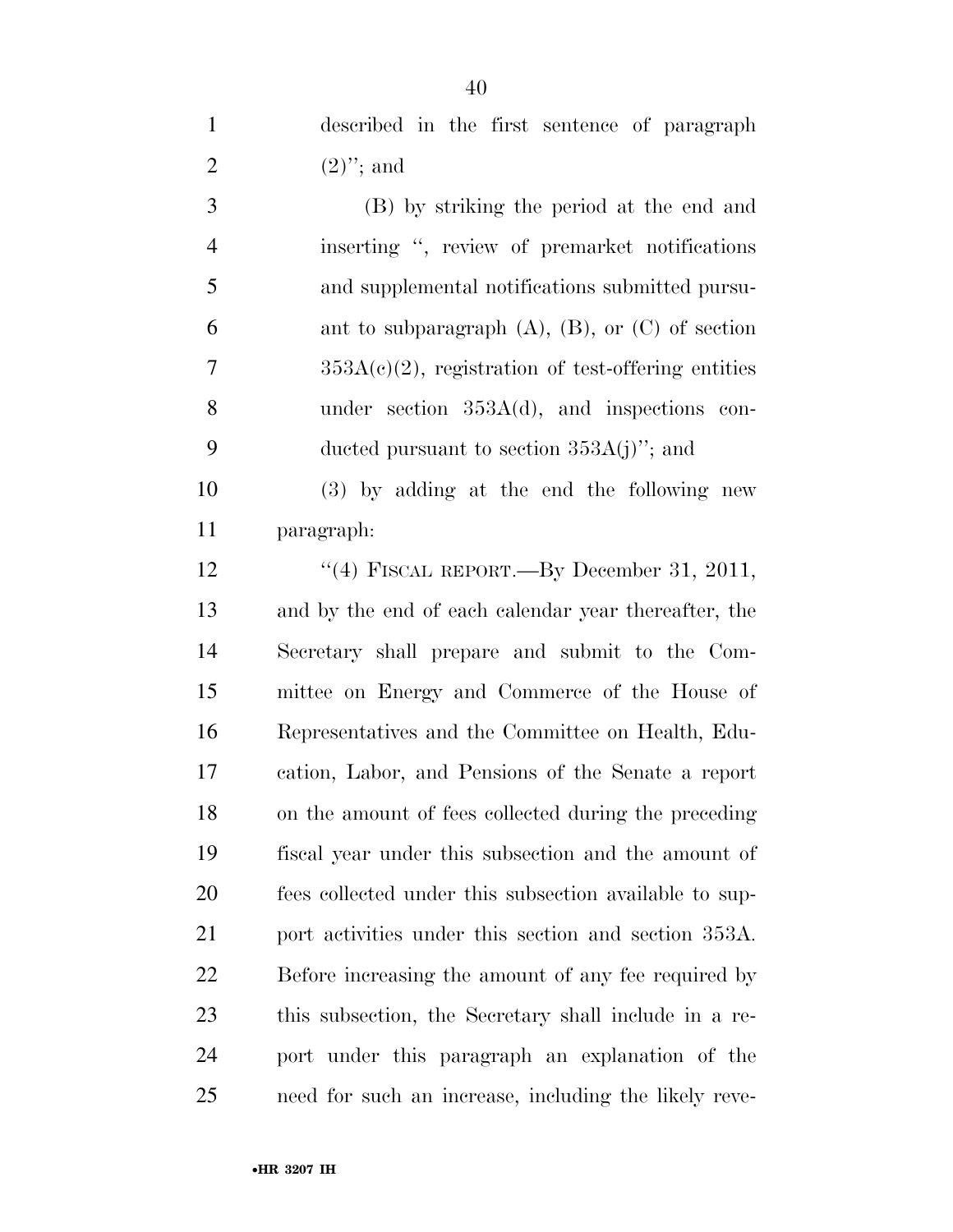described in the first sentence of paragraph (2)''; and

(B) by striking the period at the end and inserting '', review of premarket notifications and supplemental notifications submitted pursuant to subparagraph (A), (B), or (C) of section 353A(c)(2), registration of test-offering entities under section 353A(d), and inspections conducted pursuant to section 353A(j)''; and

(3) by adding at the end the following new paragraph:

''(4) FISCAL REPORT.—By December 31, 2011, and by the end of each calendar year thereafter, the Secretary shall prepare and submit to the Committee on Energy and Commerce of the House of Representatives and the Committee on Health, Education, Labor, and Pensions of the Senate a report on the amount of fees collected during the preceding fiscal year under this subsection and the amount of fees collected under this subsection available to support activities under this section and section 353A. Before increasing the amount of any fee required by this subsection, the Secretary shall include in a report under this paragraph an explanation of the need for such an increase, including the likely reve-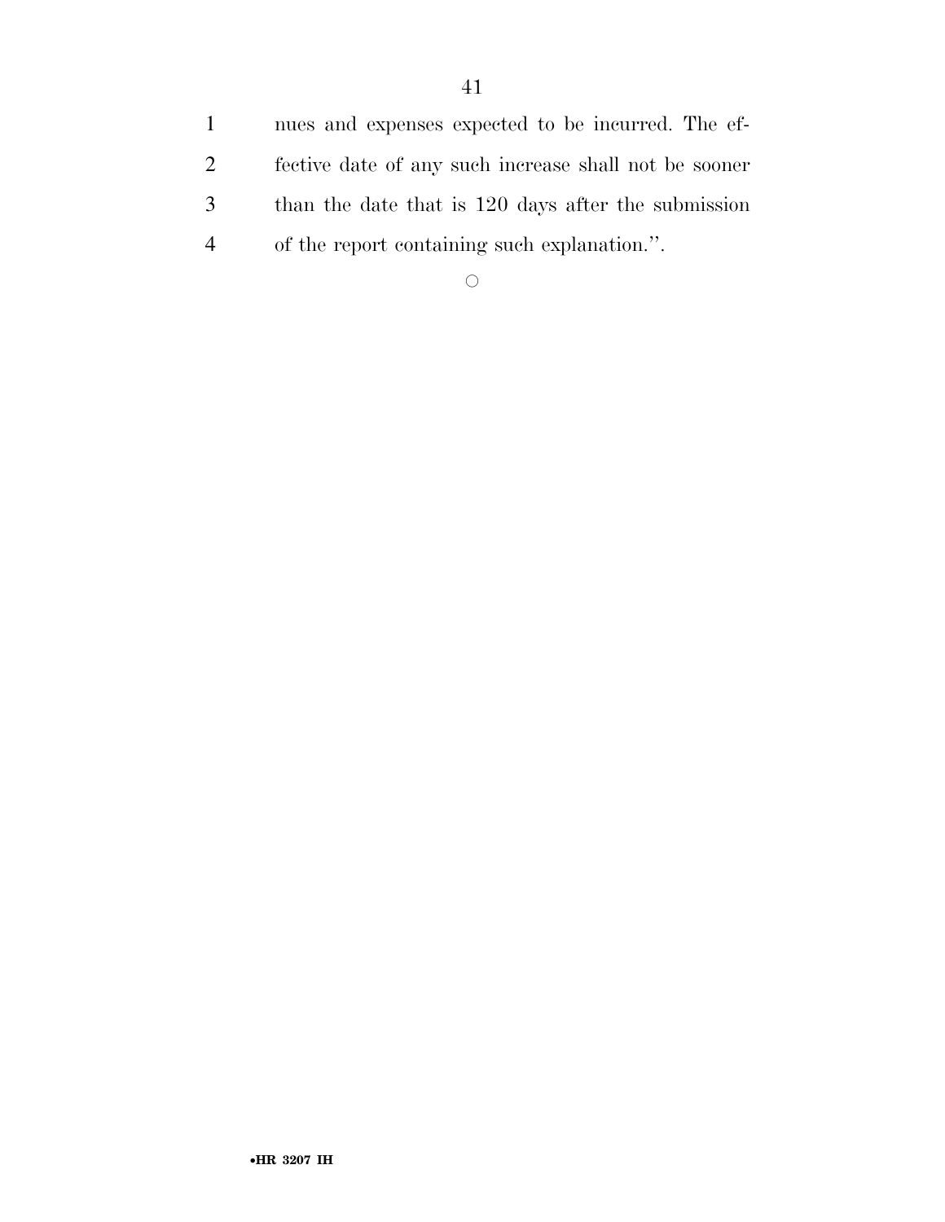nues and expenses expected to be incurred. The effective date of any such increase shall not be sooner than the date that is 120 days after the submission of the report containing such explanation.''.

○